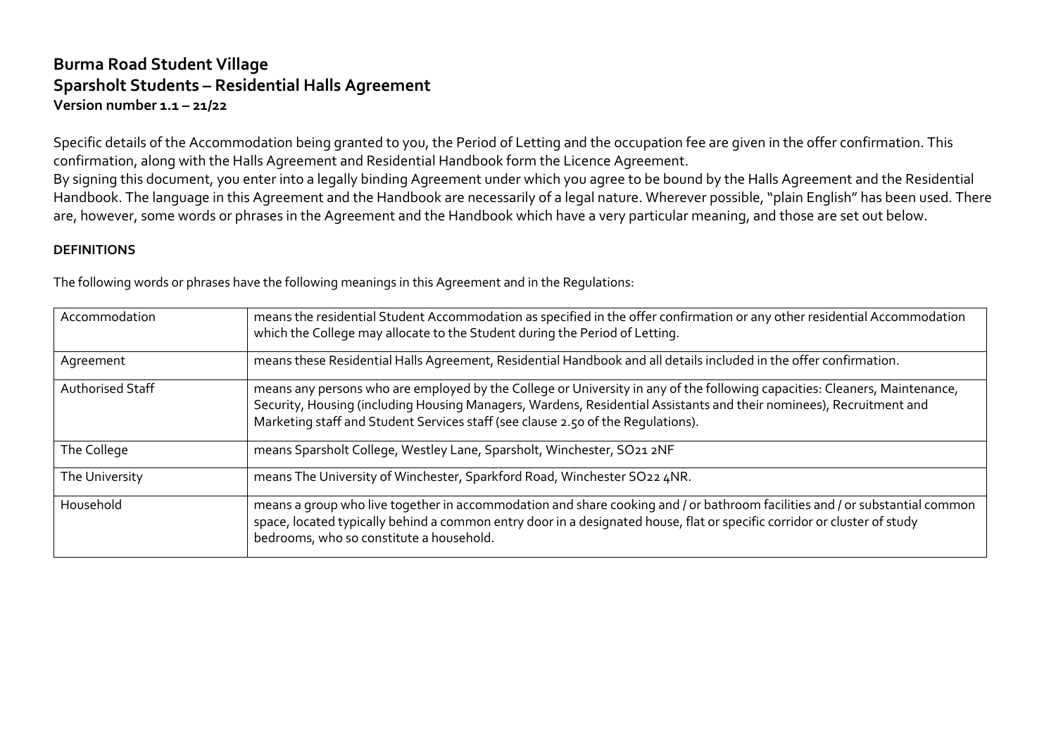# Burma Road Student Village
# Sparsholt Students – Residential Halls Agreement
**Version number 1.1 – 21/22**

Specific details of the Accommodation being granted to you, the Period of Letting and the occupation fee are given in the offer confirmation. This confirmation, along with the Halls Agreement and Residential Handbook form the Licence Agreement.

By signing this document, you enter into a legally binding Agreement under which you agree to be bound by the Halls Agreement and the Residential Handbook. The language in this Agreement and the Handbook are necessarily of a legal nature. Wherever possible, "plain English" has been used. There are, however, some words or phrases in the Agreement and the Handbook which have a very particular meaning, and those are set out below.

**DEFINITIONS**

The following words or phrases have the following meanings in this Agreement and in the Regulations:

| | |
|---|---|
| Accommodation | means the residential Student Accommodation as specified in the offer confirmation or any other residential Accommodation which the College may allocate to the Student during the Period of Letting. |
| Agreement | means these Residential Halls Agreement, Residential Handbook and all details included in the offer confirmation. |
| Authorised Staff | means any persons who are employed by the College or University in any of the following capacities: Cleaners, Maintenance, Security, Housing (including Housing Managers, Wardens, Residential Assistants and their nominees), Recruitment and Marketing staff and Student Services staff (see clause 2.50 of the Regulations). |
| The College | means Sparsholt College, Westley Lane, Sparsholt, Winchester, SO21 2NF |
| The University | means The University of Winchester, Sparkford Road, Winchester SO22 4NR. |
| Household | means a group who live together in accommodation and share cooking and / or bathroom facilities and / or substantial common space, located typically behind a common entry door in a designated house, flat or specific corridor or cluster of study bedrooms, who so constitute a household. |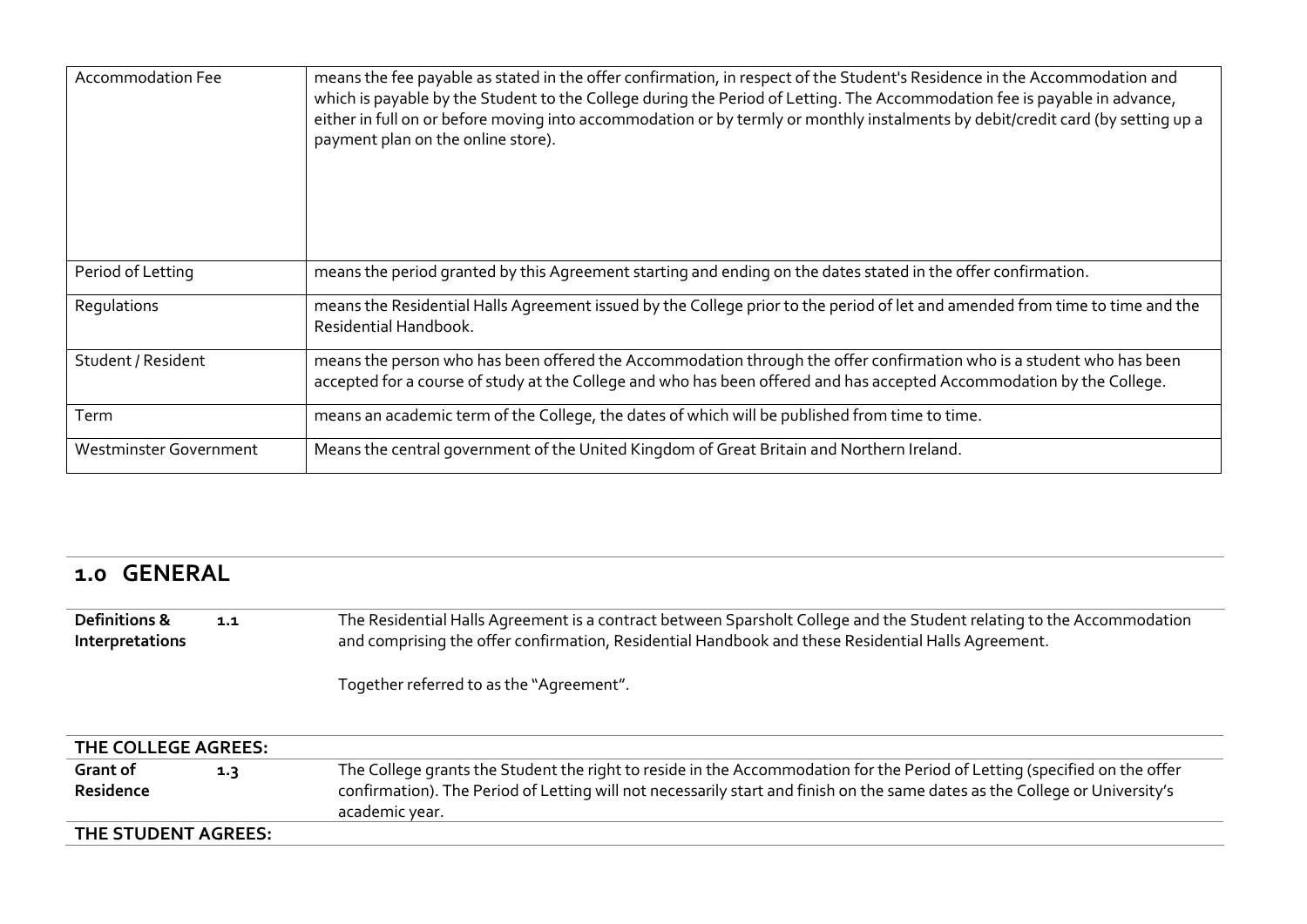| Accommodation Fee | means the fee payable as stated in the offer confirmation, in respect of the Student's Residence in the Accommodation and which is payable by the Student to the College during the Period of Letting. The Accommodation fee is payable in advance, either in full on or before moving into accommodation or by termly or monthly instalments by debit/credit card (by setting up a payment plan on the online store). |
|---|---|
| Period of Letting | means the period granted by this Agreement starting and ending on the dates stated in the offer confirmation. |
| Regulations | means the Residential Halls Agreement issued by the College prior to the period of let and amended from time to time and the Residential Handbook. |
| Student / Resident | means the person who has been offered the Accommodation through the offer confirmation who is a student who has been accepted for a course of study at the College and who has been offered and has accepted Accommodation by the College. |
| Term | means an academic term of the College, the dates of which will be published from time to time. |
| Westminster Government | Means the central government of the United Kingdom of Great Britain and Northern Ireland. |

## 1.0 GENERAL

| | | |
|---|---|---|
| **Definitions & Interpretations** | **1.1** | The Residential Halls Agreement is a contract between Sparsholt College and the Student relating to the Accommodation and comprising the offer confirmation, Residential Handbook and these Residential Halls Agreement.<br><br>Together referred to as the "Agreement". |
| **THE COLLEGE AGREES:** | | |
| **Grant of Residence** | **1.3** | The College grants the Student the right to reside in the Accommodation for the Period of Letting (specified on the offer confirmation). The Period of Letting will not necessarily start and finish on the same dates as the College or University's academic year. |
| **THE STUDENT AGREES:** | | |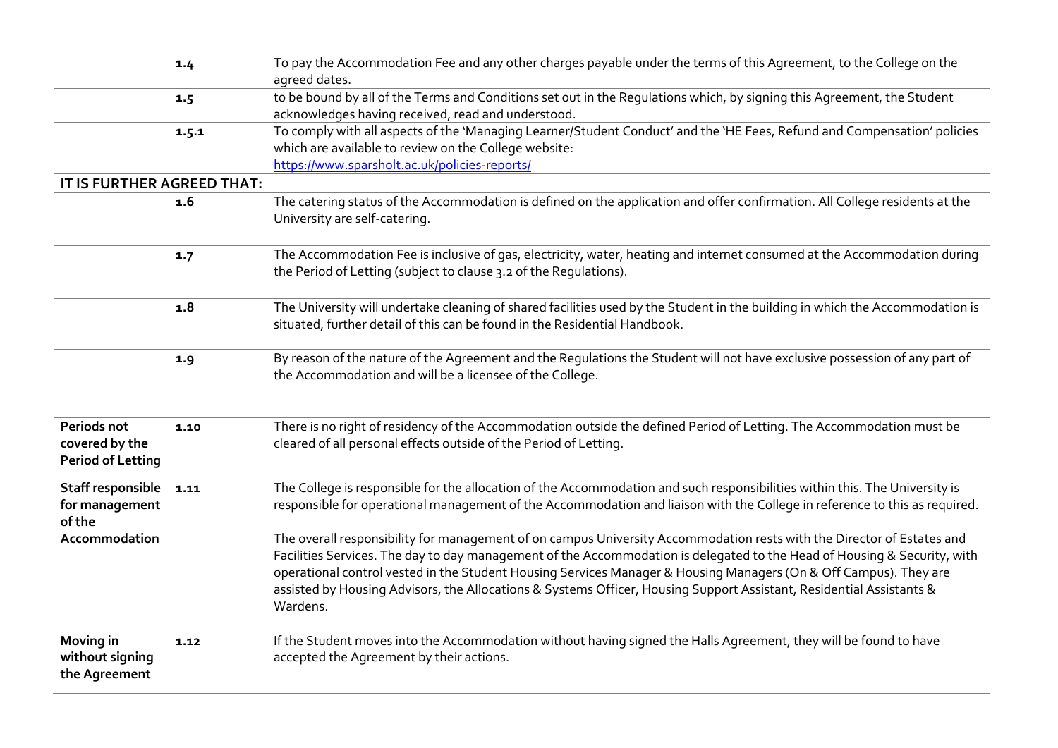| | | |
|---|---|---|
| | **1.4** | To pay the Accommodation Fee and any other charges payable under the terms of this Agreement, to the College on the agreed dates. |
| | **1.5** | to be bound by all of the Terms and Conditions set out in the Regulations which, by signing this Agreement, the Student acknowledges having received, read and understood. |
| | **1.5.1** | To comply with all aspects of the 'Managing Learner/Student Conduct' and the 'HE Fees, Refund and Compensation' policies which are available to review on the College website: [https://www.sparsholt.ac.uk/policies-reports/](https://www.sparsholt.ac.uk/policies-reports/) |
| **IT IS FURTHER AGREED THAT:** | | |
| | **1.6** | The catering status of the Accommodation is defined on the application and offer confirmation. All College residents at the University are self-catering. |
| | **1.7** | The Accommodation Fee is inclusive of gas, electricity, water, heating and internet consumed at the Accommodation during the Period of Letting (subject to clause 3.2 of the Regulations). |
| | **1.8** | The University will undertake cleaning of shared facilities used by the Student in the building in which the Accommodation is situated, further detail of this can be found in the Residential Handbook. |
| | **1.9** | By reason of the nature of the Agreement and the Regulations the Student will not have exclusive possession of any part of the Accommodation and will be a licensee of the College. |
| **Periods not covered by the Period of Letting** | **1.10** | There is no right of residency of the Accommodation outside the defined Period of Letting. The Accommodation must be cleared of all personal effects outside of the Period of Letting. |
| **Staff responsible for management of the Accommodation** | **1.11** | The College is responsible for the allocation of the Accommodation and such responsibilities within this. The University is responsible for operational management of the Accommodation and liaison with the College in reference to this as required.<br><br>The overall responsibility for management of on campus University Accommodation rests with the Director of Estates and Facilities Services. The day to day management of the Accommodation is delegated to the Head of Housing & Security, with operational control vested in the Student Housing Services Manager & Housing Managers (On & Off Campus). They are assisted by Housing Advisors, the Allocations & Systems Officer, Housing Support Assistant, Residential Assistants & Wardens. |
| **Moving in without signing the Agreement** | **1.12** | If the Student moves into the Accommodation without having signed the Halls Agreement, they will be found to have accepted the Agreement by their actions. |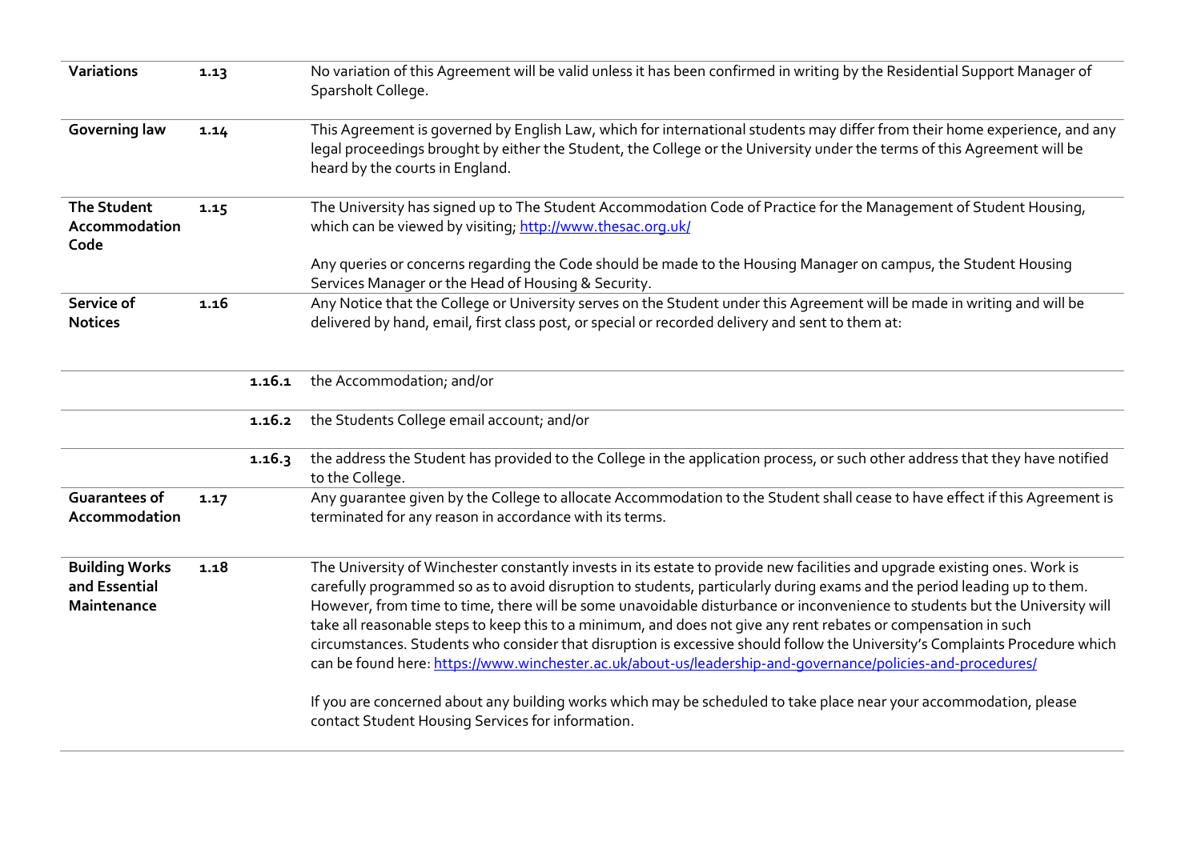| | | | |
|---|---|---|---|
| **Variations** | 1.13 | | No variation of this Agreement will be valid unless it has been confirmed in writing by the Residential Support Manager of Sparsholt College. |
| **Governing law** | 1.14 | | This Agreement is governed by English Law, which for international students may differ from their home experience, and any legal proceedings brought by either the Student, the College or the University under the terms of this Agreement will be heard by the courts in England. |
| **The Student Accommodation Code** | 1.15 | | The University has signed up to The Student Accommodation Code of Practice for the Management of Student Housing, which can be viewed by visiting; [http://www.thesac.org.uk/](http://www.thesac.org.uk/) <br><br> Any queries or concerns regarding the Code should be made to the Housing Manager on campus, the Student Housing Services Manager or the Head of Housing & Security. |
| **Service of Notices** | 1.16 | | Any Notice that the College or University serves on the Student under this Agreement will be made in writing and will be delivered by hand, email, first class post, or special or recorded delivery and sent to them at: |
| | | 1.16.1 | the Accommodation; and/or |
| | | 1.16.2 | the Students College email account; and/or |
| | | 1.16.3 | the address the Student has provided to the College in the application process, or such other address that they have notified to the College. |
| **Guarantees of Accommodation** | 1.17 | | Any guarantee given by the College to allocate Accommodation to the Student shall cease to have effect if this Agreement is terminated for any reason in accordance with its terms. |
| **Building Works and Essential Maintenance** | 1.18 | | The University of Winchester constantly invests in its estate to provide new facilities and upgrade existing ones. Work is carefully programmed so as to avoid disruption to students, particularly during exams and the period leading up to them. However, from time to time, there will be some unavoidable disturbance or inconvenience to students but the University will take all reasonable steps to keep this to a minimum, and does not give any rent rebates or compensation in such circumstances. Students who consider that disruption is excessive should follow the University's Complaints Procedure which can be found here: [https://www.winchester.ac.uk/about-us/leadership-and-governance/policies-and-procedures/](https://www.winchester.ac.uk/about-us/leadership-and-governance/policies-and-procedures/) <br><br> If you are concerned about any building works which may be scheduled to take place near your accommodation, please contact Student Housing Services for information. |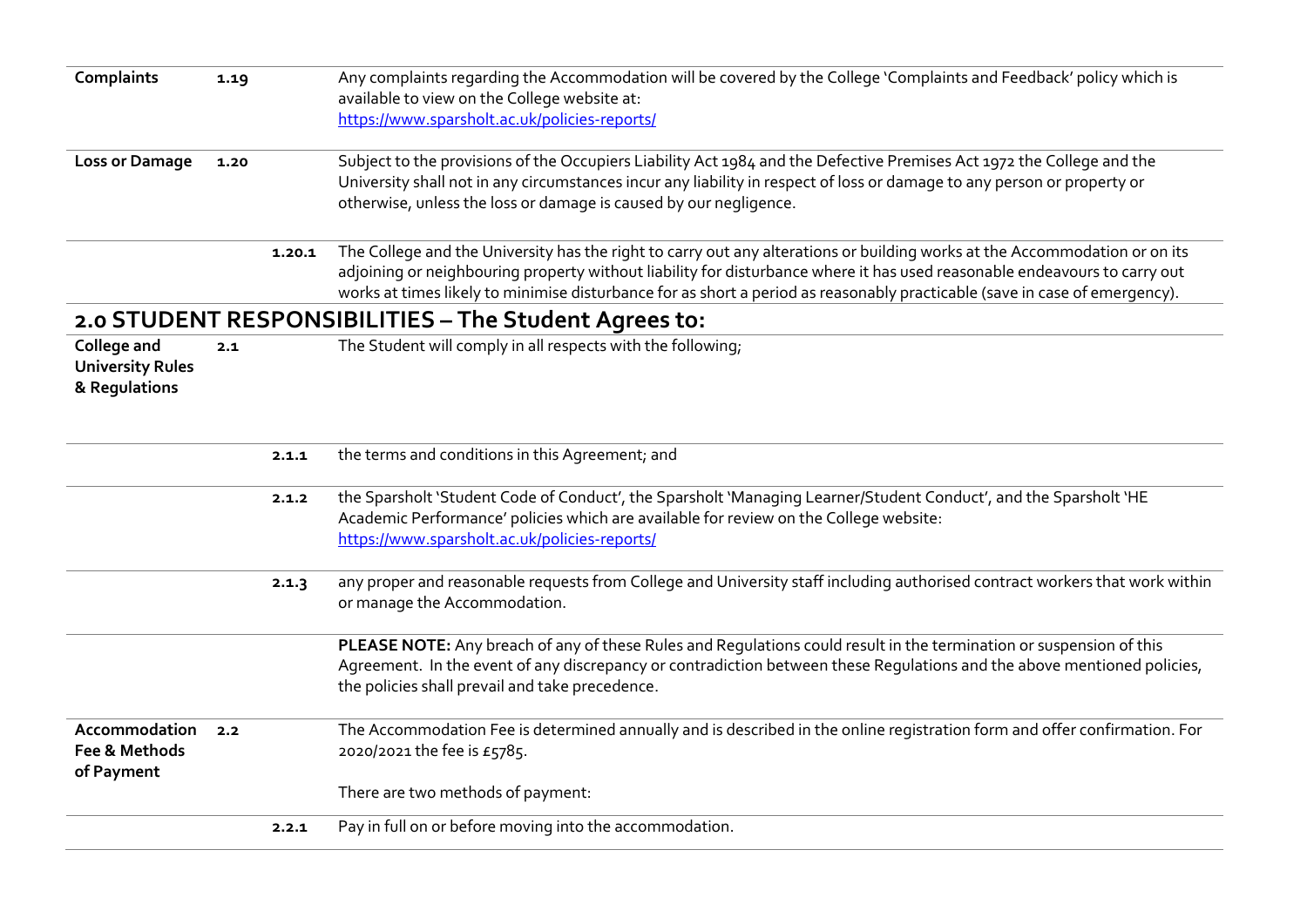| | | | |
|---|---|---|---|
| **Complaints** | **1.19** | | Any complaints regarding the Accommodation will be covered by the College 'Complaints and Feedback' policy which is available to view on the College website at: https://www.sparsholt.ac.uk/policies-reports/ |
| **Loss or Damage** | **1.20** | | Subject to the provisions of the Occupiers Liability Act 1984 and the Defective Premises Act 1972 the College and the University shall not in any circumstances incur any liability in respect of loss or damage to any person or property or otherwise, unless the loss or damage is caused by our negligence. |
| | | **1.20.1** | The College and the University has the right to carry out any alterations or building works at the Accommodation or on its adjoining or neighbouring property without liability for disturbance where it has used reasonable endeavours to carry out works at times likely to minimise disturbance for as short a period as reasonably practicable (save in case of emergency). |

## 2.0 STUDENT RESPONSIBILITIES – The Student Agrees to:

| | | | |
|---|---|---|---|
| **College and University Rules & Regulations** | **2.1** | | The Student will comply in all respects with the following; |
| | | **2.1.1** | the terms and conditions in this Agreement; and |
| | | **2.1.2** | the Sparsholt 'Student Code of Conduct', the Sparsholt 'Managing Learner/Student Conduct', and the Sparsholt 'HE Academic Performance' policies which are available for review on the College website: https://www.sparsholt.ac.uk/policies-reports/ |
| | | **2.1.3** | any proper and reasonable requests from College and University staff including authorised contract workers that work within or manage the Accommodation. |
| | | | **PLEASE NOTE:** Any breach of any of these Rules and Regulations could result in the termination or suspension of this Agreement. In the event of any discrepancy or contradiction between these Regulations and the above mentioned policies, the policies shall prevail and take precedence. |
| **Accommodation Fee & Methods of Payment** | **2.2** | | The Accommodation Fee is determined annually and is described in the online registration form and offer confirmation. For 2020/2021 the fee is £5785.<br><br>There are two methods of payment: |
| | | **2.2.1** | Pay in full on or before moving into the accommodation. |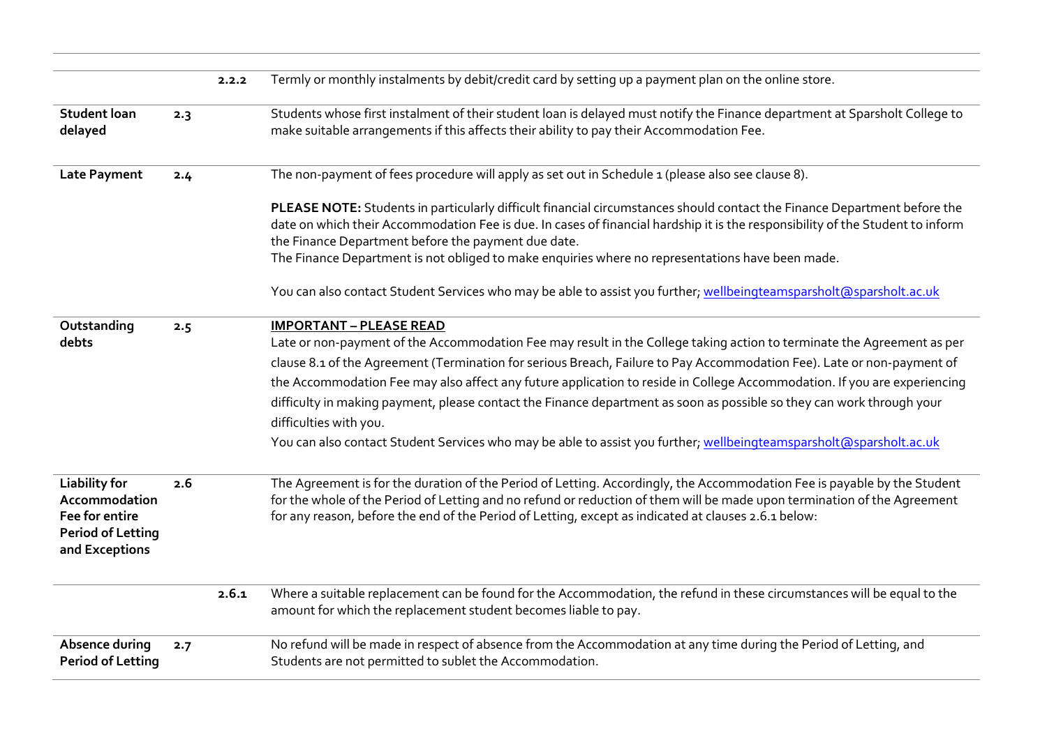| | | | |
|---|---|---|---|
| | | 2.2.2 | Termly or monthly instalments by debit/credit card by setting up a payment plan on the online store. |
| **Student loan delayed** | 2.3 | | Students whose first instalment of their student loan is delayed must notify the Finance department at Sparsholt College to make suitable arrangements if this affects their ability to pay their Accommodation Fee. |
| **Late Payment** | 2.4 | | The non-payment of fees procedure will apply as set out in Schedule 1 (please also see clause 8).<br><br>**PLEASE NOTE:** Students in particularly difficult financial circumstances should contact the Finance Department before the date on which their Accommodation Fee is due. In cases of financial hardship it is the responsibility of the Student to inform the Finance Department before the payment due date.<br>The Finance Department is not obliged to make enquiries where no representations have been made.<br><br>You can also contact Student Services who may be able to assist you further; wellbeingteamsparsholt@sparsholt.ac.uk |
| **Outstanding debts** | 2.5 | | **IMPORTANT – PLEASE READ**<br>Late or non-payment of the Accommodation Fee may result in the College taking action to terminate the Agreement as per clause 8.1 of the Agreement (Termination for serious Breach, Failure to Pay Accommodation Fee). Late or non-payment of the Accommodation Fee may also affect any future application to reside in College Accommodation. If you are experiencing difficulty in making payment, please contact the Finance department as soon as possible so they can work through your difficulties with you.<br>You can also contact Student Services who may be able to assist you further; wellbeingteamsparsholt@sparsholt.ac.uk |
| **Liability for Accommodation Fee for entire Period of Letting and Exceptions** | 2.6 | | The Agreement is for the duration of the Period of Letting. Accordingly, the Accommodation Fee is payable by the Student for the whole of the Period of Letting and no refund or reduction of them will be made upon termination of the Agreement for any reason, before the end of the Period of Letting, except as indicated at clauses 2.6.1 below: |
| | | 2.6.1 | Where a suitable replacement can be found for the Accommodation, the refund in these circumstances will be equal to the amount for which the replacement student becomes liable to pay. |
| **Absence during Period of Letting** | 2.7 | | No refund will be made in respect of absence from the Accommodation at any time during the Period of Letting, and Students are not permitted to sublet the Accommodation. |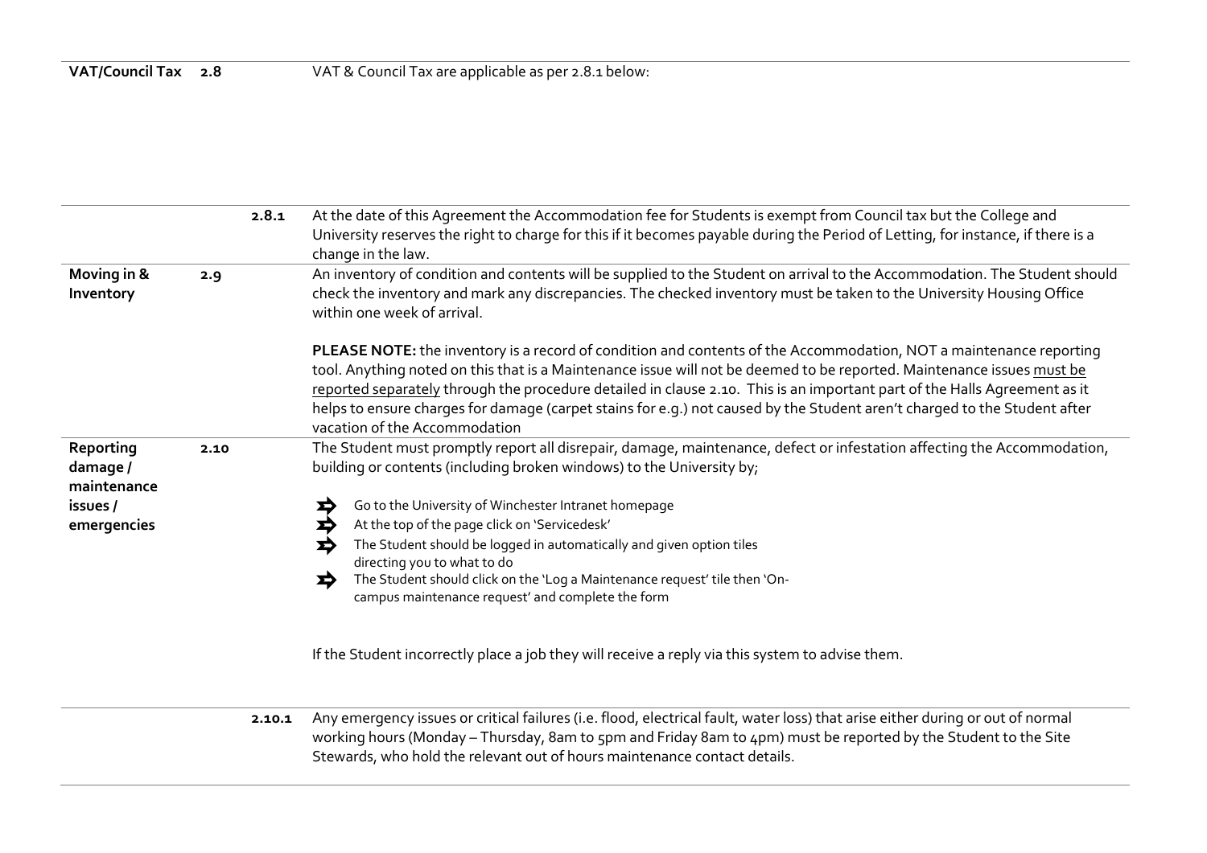| | | | |
|---|---|---|---|
| **VAT/Council Tax** | **2.8** | | VAT & Council Tax are applicable as per 2.8.1 below: |
| | | **2.8.1** | At the date of this Agreement the Accommodation fee for Students is exempt from Council tax but the College and University reserves the right to charge for this if it becomes payable during the Period of Letting, for instance, if there is a change in the law. |
| **Moving in & Inventory** | **2.9** | | An inventory of condition and contents will be supplied to the Student on arrival to the Accommodation. The Student should check the inventory and mark any discrepancies. The checked inventory must be taken to the University Housing Office within one week of arrival.<br><br>**PLEASE NOTE:** the inventory is a record of condition and contents of the Accommodation, NOT a maintenance reporting tool. Anything noted on this that is a Maintenance issue will not be deemed to be reported. Maintenance issues must be reported separately through the procedure detailed in clause 2.10. This is an important part of the Halls Agreement as it helps to ensure charges for damage (carpet stains for e.g.) not caused by the Student aren't charged to the Student after vacation of the Accommodation |
| **Reporting damage / maintenance issues / emergencies** | **2.10** | | The Student must promptly report all disrepair, damage, maintenance, defect or infestation affecting the Accommodation, building or contents (including broken windows) to the University by;<br><br>➡ Go to the University of Winchester Intranet homepage<br>➡ At the top of the page click on 'Servicedesk'<br>➡ The Student should be logged in automatically and given option tiles directing you to what to do<br>➡ The Student should click on the 'Log a Maintenance request' tile then 'On-campus maintenance request' and complete the form<br><br>If the Student incorrectly place a job they will receive a reply via this system to advise them. |
| | | **2.10.1** | Any emergency issues or critical failures (i.e. flood, electrical fault, water loss) that arise either during or out of normal working hours (Monday – Thursday, 8am to 5pm and Friday 8am to 4pm) must be reported by the Student to the Site Stewards, who hold the relevant out of hours maintenance contact details. |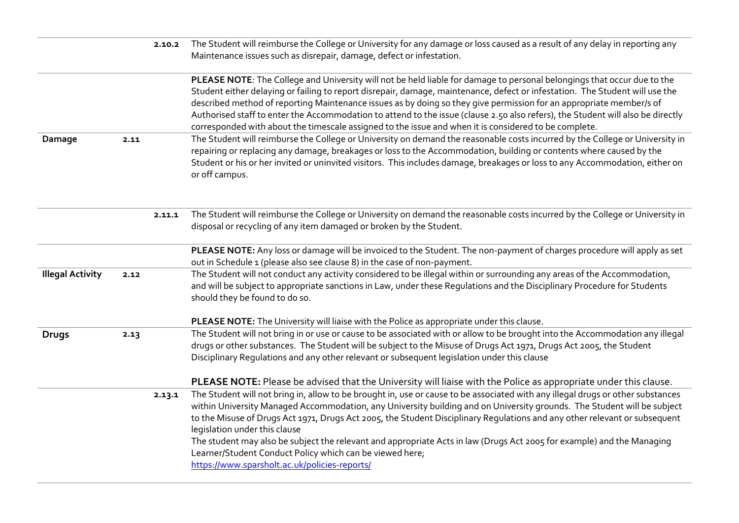| | | | |
|---|---|---|---|
| | | 2.10.2 | The Student will reimburse the College or University for any damage or loss caused as a result of any delay in reporting any Maintenance issues such as disrepair, damage, defect or infestation. |
| | | | **PLEASE NOTE**: The College and University will not be held liable for damage to personal belongings that occur due to the Student either delaying or failing to report disrepair, damage, maintenance, defect or infestation. The Student will use the described method of reporting Maintenance issues as by doing so they give permission for an appropriate member/s of Authorised staff to enter the Accommodation to attend to the issue (clause 2.50 also refers), the Student will also be directly corresponded with about the timescale assigned to the issue and when it is considered to be complete. |
| **Damage** | 2.11 | | The Student will reimburse the College or University on demand the reasonable costs incurred by the College or University in repairing or replacing any damage, breakages or loss to the Accommodation, building or contents where caused by the Student or his or her invited or uninvited visitors. This includes damage, breakages or loss to any Accommodation, either on or off campus. |
| | | 2.11.1 | The Student will reimburse the College or University on demand the reasonable costs incurred by the College or University in disposal or recycling of any item damaged or broken by the Student. |
| | | | **PLEASE NOTE:** Any loss or damage will be invoiced to the Student. The non-payment of charges procedure will apply as set out in Schedule 1 (please also see clause 8) in the case of non-payment. |
| **Illegal Activity** | 2.12 | | The Student will not conduct any activity considered to be illegal within or surrounding any areas of the Accommodation, and will be subject to appropriate sanctions in Law, under these Regulations and the Disciplinary Procedure for Students should they be found to do so.<br><br>**PLEASE NOTE:** The University will liaise with the Police as appropriate under this clause. |
| **Drugs** | 2.13 | | The Student will not bring in or use or cause to be associated with or allow to be brought into the Accommodation any illegal drugs or other substances. The Student will be subject to the Misuse of Drugs Act 1971, Drugs Act 2005, the Student Disciplinary Regulations and any other relevant or subsequent legislation under this clause<br><br>**PLEASE NOTE:** Please be advised that the University will liaise with the Police as appropriate under this clause. |
| | | 2.13.1 | The Student will not bring in, allow to be brought in, use or cause to be associated with any illegal drugs or other substances within University Managed Accommodation, any University building and on University grounds. The Student will be subject to the Misuse of Drugs Act 1971, Drugs Act 2005, the Student Disciplinary Regulations and any other relevant or subsequent legislation under this clause<br>The student may also be subject the relevant and appropriate Acts in law (Drugs Act 2005 for example) and the Managing Learner/Student Conduct Policy which can be viewed here;<br>https://www.sparsholt.ac.uk/policies-reports/ |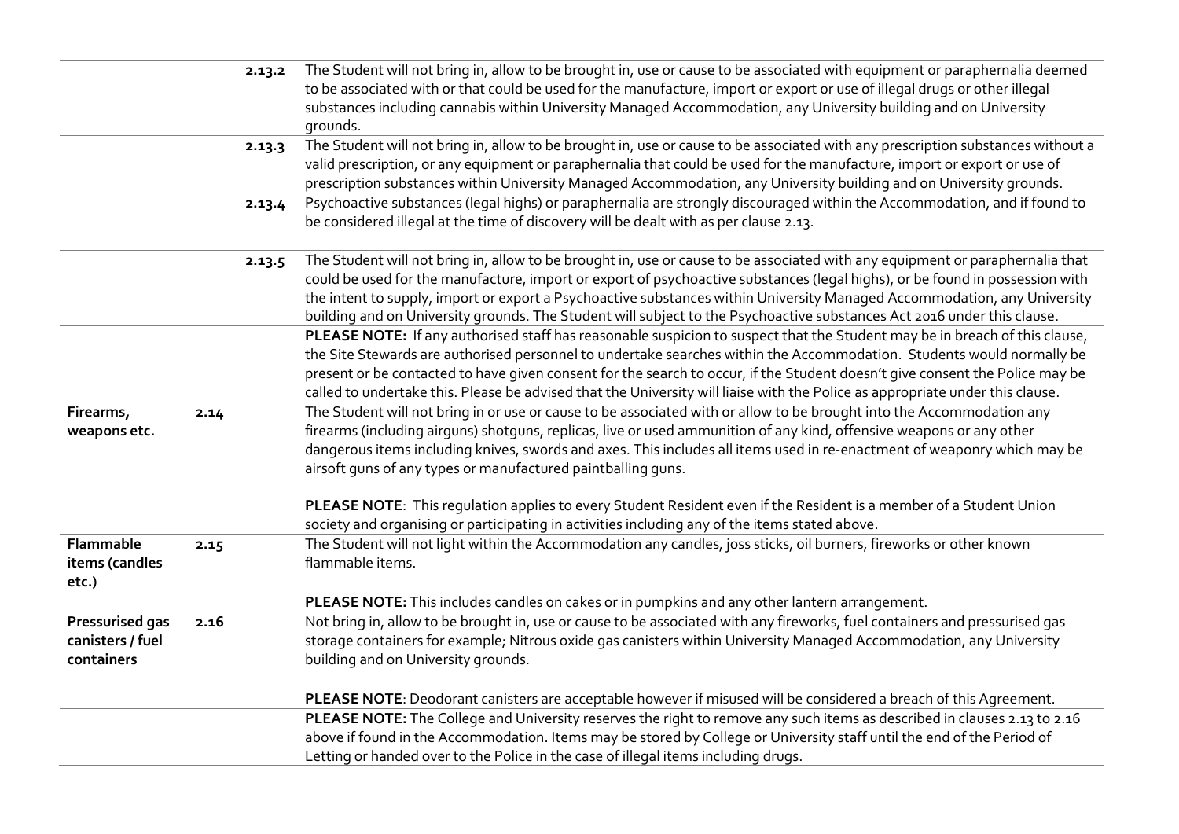| | | | |
|---|---|---|---|
| | | 2.13.2 | The Student will not bring in, allow to be brought in, use or cause to be associated with equipment or paraphernalia deemed to be associated with or that could be used for the manufacture, import or export or use of illegal drugs or other illegal substances including cannabis within University Managed Accommodation, any University building and on University grounds. |
| | | 2.13.3 | The Student will not bring in, allow to be brought in, use or cause to be associated with any prescription substances without a valid prescription, or any equipment or paraphernalia that could be used for the manufacture, import or export or use of prescription substances within University Managed Accommodation, any University building and on University grounds. |
| | | 2.13.4 | Psychoactive substances (legal highs) or paraphernalia are strongly discouraged within the Accommodation, and if found to be considered illegal at the time of discovery will be dealt with as per clause 2.13. |
| | | 2.13.5 | The Student will not bring in, allow to be brought in, use or cause to be associated with any equipment or paraphernalia that could be used for the manufacture, import or export of psychoactive substances (legal highs), or be found in possession with the intent to supply, import or export a Psychoactive substances within University Managed Accommodation, any University building and on University grounds. The Student will subject to the Psychoactive substances Act 2016 under this clause. |
| | | | **PLEASE NOTE:** If any authorised staff has reasonable suspicion to suspect that the Student may be in breach of this clause, the Site Stewards are authorised personnel to undertake searches within the Accommodation. Students would normally be present or be contacted to have given consent for the search to occur, if the Student doesn't give consent the Police may be called to undertake this. Please be advised that the University will liaise with the Police as appropriate under this clause. |
| **Firearms, weapons etc.** | 2.14 | | The Student will not bring in or use or cause to be associated with or allow to be brought into the Accommodation any firearms (including airguns) shotguns, replicas, live or used ammunition of any kind, offensive weapons or any other dangerous items including knives, swords and axes. This includes all items used in re-enactment of weaponry which may be airsoft guns of any types or manufactured paintballing guns.<br><br>**PLEASE NOTE**: This regulation applies to every Student Resident even if the Resident is a member of a Student Union society and organising or participating in activities including any of the items stated above. |
| **Flammable items (candles etc.)** | 2.15 | | The Student will not light within the Accommodation any candles, joss sticks, oil burners, fireworks or other known flammable items.<br><br>**PLEASE NOTE:** This includes candles on cakes or in pumpkins and any other lantern arrangement. |
| **Pressurised gas canisters / fuel containers** | 2.16 | | Not bring in, allow to be brought in, use or cause to be associated with any fireworks, fuel containers and pressurised gas storage containers for example; Nitrous oxide gas canisters within University Managed Accommodation, any University building and on University grounds.<br><br>**PLEASE NOTE**: Deodorant canisters are acceptable however if misused will be considered a breach of this Agreement. |
| | | | **PLEASE NOTE:** The College and University reserves the right to remove any such items as described in clauses 2.13 to 2.16 above if found in the Accommodation. Items may be stored by College or University staff until the end of the Period of Letting or handed over to the Police in the case of illegal items including drugs. |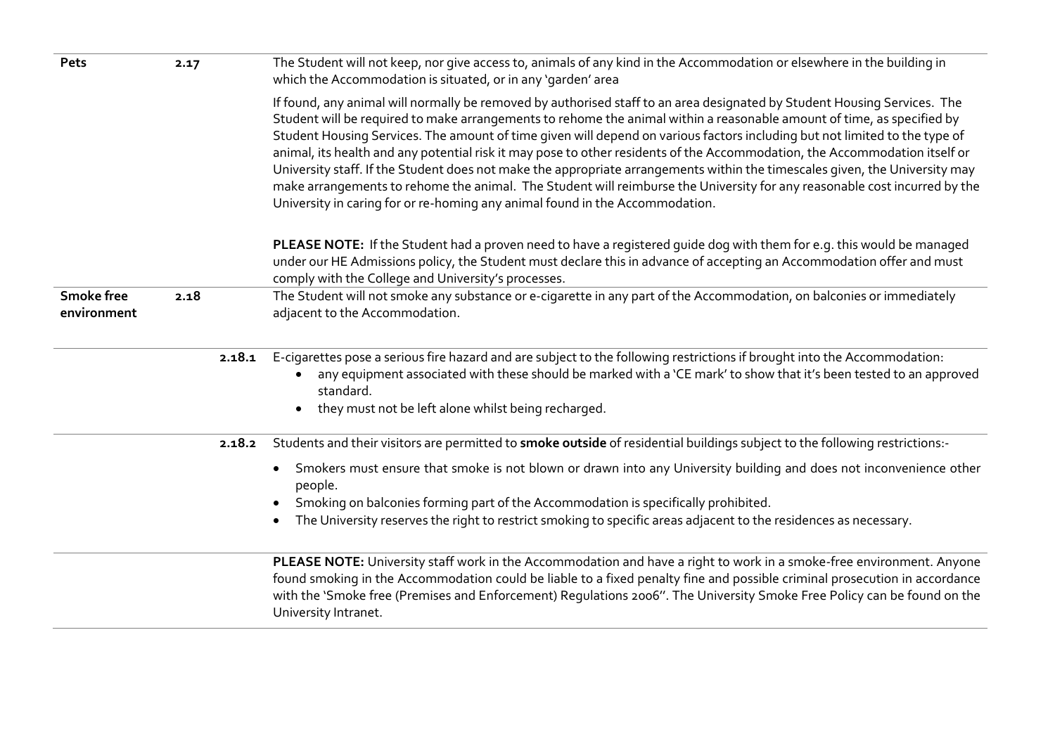| | | | |
|---|---|---|---|
| **Pets** | 2.17 | | The Student will not keep, nor give access to, animals of any kind in the Accommodation or elsewhere in the building in which the Accommodation is situated, or in any 'garden' area<br><br>If found, any animal will normally be removed by authorised staff to an area designated by Student Housing Services. The Student will be required to make arrangements to rehome the animal within a reasonable amount of time, as specified by Student Housing Services. The amount of time given will depend on various factors including but not limited to the type of animal, its health and any potential risk it may pose to other residents of the Accommodation, the Accommodation itself or University staff. If the Student does not make the appropriate arrangements within the timescales given, the University may make arrangements to rehome the animal. The Student will reimburse the University for any reasonable cost incurred by the University in caring for or re-homing any animal found in the Accommodation.<br><br>**PLEASE NOTE:** If the Student had a proven need to have a registered guide dog with them for e.g. this would be managed under our HE Admissions policy, the Student must declare this in advance of accepting an Accommodation offer and must comply with the College and University's processes. |
| **Smoke free environment** | 2.18 | | The Student will not smoke any substance or e-cigarette in any part of the Accommodation, on balconies or immediately adjacent to the Accommodation. |
| | | 2.18.1 | E-cigarettes pose a serious fire hazard and are subject to the following restrictions if brought into the Accommodation:<br>• any equipment associated with these should be marked with a 'CE mark' to show that it's been tested to an approved standard.<br>• they must not be left alone whilst being recharged. |
| | | 2.18.2 | Students and their visitors are permitted to **smoke outside** of residential buildings subject to the following restrictions:-<br>• Smokers must ensure that smoke is not blown or drawn into any University building and does not inconvenience other people.<br>• Smoking on balconies forming part of the Accommodation is specifically prohibited.<br>• The University reserves the right to restrict smoking to specific areas adjacent to the residences as necessary. |
| | | | **PLEASE NOTE:** University staff work in the Accommodation and have a right to work in a smoke-free environment. Anyone found smoking in the Accommodation could be liable to a fixed penalty fine and possible criminal prosecution in accordance with the 'Smoke free (Premises and Enforcement) Regulations 2006''. The University Smoke Free Policy can be found on the University Intranet. |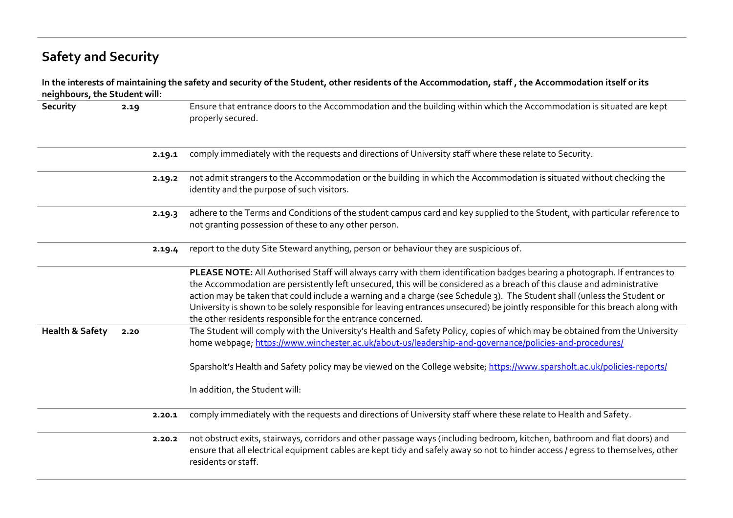## Safety and Security

**In the interests of maintaining the safety and security of the Student, other residents of the Accommodation, staff , the Accommodation itself or its neighbours, the Student will:**

| | | |
|---|---|---|
| **Security** | **2.19** | Ensure that entrance doors to the Accommodation and the building within which the Accommodation is situated are kept properly secured. |
| | **2.19.1** | comply immediately with the requests and directions of University staff where these relate to Security. |
| | **2.19.2** | not admit strangers to the Accommodation or the building in which the Accommodation is situated without checking the identity and the purpose of such visitors. |
| | **2.19.3** | adhere to the Terms and Conditions of the student campus card and key supplied to the Student, with particular reference to not granting possession of these to any other person. |
| | **2.19.4** | report to the duty Site Steward anything, person or behaviour they are suspicious of. |
| | | **PLEASE NOTE:** All Authorised Staff will always carry with them identification badges bearing a photograph. If entrances to the Accommodation are persistently left unsecured, this will be considered as a breach of this clause and administrative action may be taken that could include a warning and a charge (see Schedule 3). The Student shall (unless the Student or University is shown to be solely responsible for leaving entrances unsecured) be jointly responsible for this breach along with the other residents responsible for the entrance concerned. |
| **Health & Safety** | **2.20** | The Student will comply with the University's Health and Safety Policy, copies of which may be obtained from the University home webpage; https://www.winchester.ac.uk/about-us/leadership-and-governance/policies-and-procedures/<br><br>Sparsholt's Health and Safety policy may be viewed on the College website; https://www.sparsholt.ac.uk/policies-reports/<br><br>In addition, the Student will: |
| | **2.20.1** | comply immediately with the requests and directions of University staff where these relate to Health and Safety. |
| | **2.20.2** | not obstruct exits, stairways, corridors and other passage ways (including bedroom, kitchen, bathroom and flat doors) and ensure that all electrical equipment cables are kept tidy and safely away so not to hinder access / egress to themselves, other residents or staff. |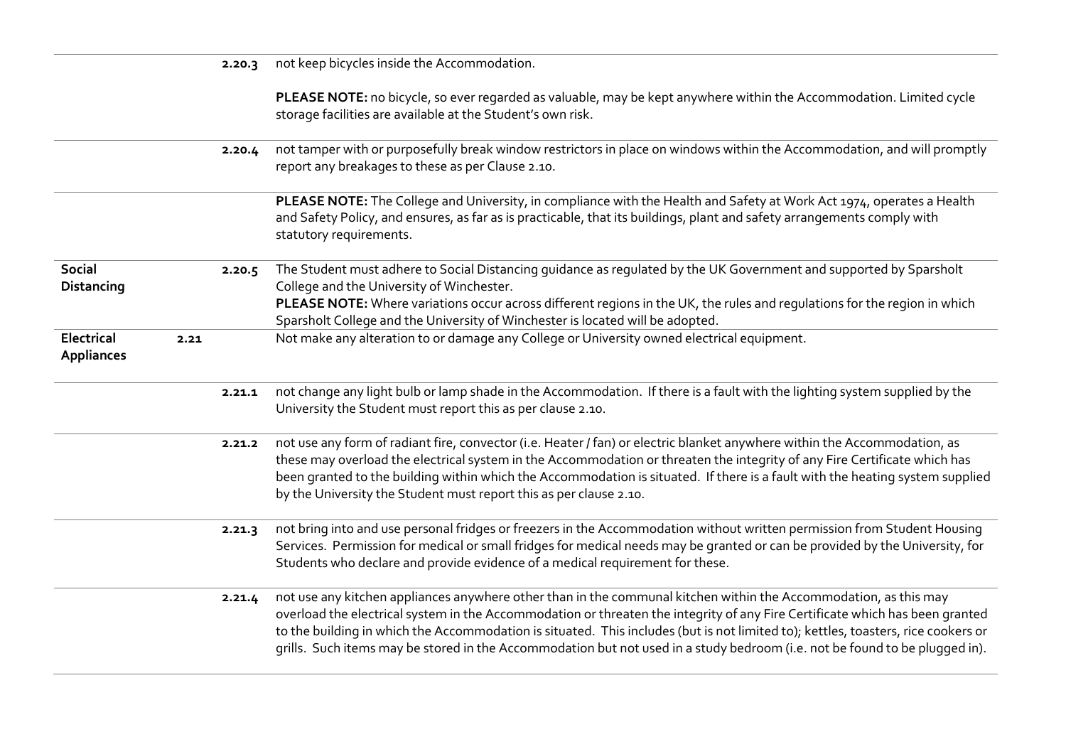| | | | |
|---|---|---|---|
| | | 2.20.3 | not keep bicycles inside the Accommodation.<br><br>**PLEASE NOTE:** no bicycle, so ever regarded as valuable, may be kept anywhere within the Accommodation. Limited cycle storage facilities are available at the Student's own risk. |
| | | 2.20.4 | not tamper with or purposefully break window restrictors in place on windows within the Accommodation, and will promptly report any breakages to these as per Clause 2.10. |
| | | | **PLEASE NOTE:** The College and University, in compliance with the Health and Safety at Work Act 1974, operates a Health and Safety Policy, and ensures, as far as is practicable, that its buildings, plant and safety arrangements comply with statutory requirements. |
| **Social Distancing** | | 2.20.5 | The Student must adhere to Social Distancing guidance as regulated by the UK Government and supported by Sparsholt College and the University of Winchester.<br>**PLEASE NOTE:** Where variations occur across different regions in the UK, the rules and regulations for the region in which Sparsholt College and the University of Winchester is located will be adopted. |
| **Electrical Appliances** | 2.21 | | Not make any alteration to or damage any College or University owned electrical equipment. |
| | | 2.21.1 | not change any light bulb or lamp shade in the Accommodation. If there is a fault with the lighting system supplied by the University the Student must report this as per clause 2.10. |
| | | 2.21.2 | not use any form of radiant fire, convector (i.e. Heater / fan) or electric blanket anywhere within the Accommodation, as these may overload the electrical system in the Accommodation or threaten the integrity of any Fire Certificate which has been granted to the building within which the Accommodation is situated. If there is a fault with the heating system supplied by the University the Student must report this as per clause 2.10. |
| | | 2.21.3 | not bring into and use personal fridges or freezers in the Accommodation without written permission from Student Housing Services. Permission for medical or small fridges for medical needs may be granted or can be provided by the University, for Students who declare and provide evidence of a medical requirement for these. |
| | | 2.21.4 | not use any kitchen appliances anywhere other than in the communal kitchen within the Accommodation, as this may overload the electrical system in the Accommodation or threaten the integrity of any Fire Certificate which has been granted to the building in which the Accommodation is situated. This includes (but is not limited to); kettles, toasters, rice cookers or grills. Such items may be stored in the Accommodation but not used in a study bedroom (i.e. not be found to be plugged in). |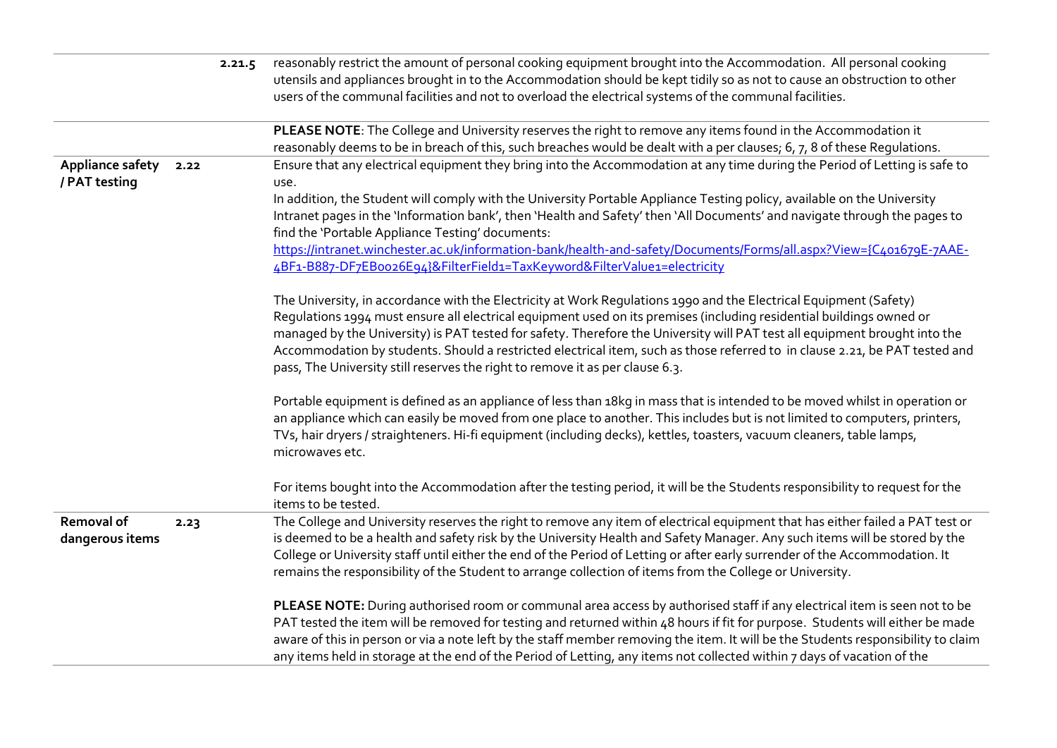| | | |
|---|---|---|
| | 2.21.5 | reasonably restrict the amount of personal cooking equipment brought into the Accommodation. All personal cooking utensils and appliances brought in to the Accommodation should be kept tidily so as not to cause an obstruction to other users of the communal facilities and not to overload the electrical systems of the communal facilities. |
| | | **PLEASE NOTE**: The College and University reserves the right to remove any items found in the Accommodation it reasonably deems to be in breach of this, such breaches would be dealt with a per clauses; 6, 7, 8 of these Regulations. |
| **Appliance safety / PAT testing** | **2.22** | Ensure that any electrical equipment they bring into the Accommodation at any time during the Period of Letting is safe to use.<br>In addition, the Student will comply with the University Portable Appliance Testing policy, available on the University Intranet pages in the 'Information bank', then 'Health and Safety' then 'All Documents' and navigate through the pages to find the 'Portable Appliance Testing' documents:<br>[https://intranet.winchester.ac.uk/information-bank/health-and-safety/Documents/Forms/all.aspx?View={C401679E-7AAE-4BF1-B887-DF7EB0026E94}&FilterField1=TaxKeyword&FilterValue1=electricity](https://intranet.winchester.ac.uk/information-bank/health-and-safety/Documents/Forms/all.aspx?View={C401679E-7AAE-4BF1-B887-DF7EB0026E94}&FilterField1=TaxKeyword&FilterValue1=electricity)<br><br>The University, in accordance with the Electricity at Work Regulations 1990 and the Electrical Equipment (Safety) Regulations 1994 must ensure all electrical equipment used on its premises (including residential buildings owned or managed by the University) is PAT tested for safety. Therefore the University will PAT test all equipment brought into the Accommodation by students. Should a restricted electrical item, such as those referred to in clause 2.21, be PAT tested and pass, The University still reserves the right to remove it as per clause 6.3.<br><br>Portable equipment is defined as an appliance of less than 18kg in mass that is intended to be moved whilst in operation or an appliance which can easily be moved from one place to another. This includes but is not limited to computers, printers, TVs, hair dryers / straighteners. Hi-fi equipment (including decks), kettles, toasters, vacuum cleaners, table lamps, microwaves etc.<br><br>For items bought into the Accommodation after the testing period, it will be the Students responsibility to request for the items to be tested. |
| **Removal of dangerous items** | **2.23** | The College and University reserves the right to remove any item of electrical equipment that has either failed a PAT test or is deemed to be a health and safety risk by the University Health and Safety Manager. Any such items will be stored by the College or University staff until either the end of the Period of Letting or after early surrender of the Accommodation. It remains the responsibility of the Student to arrange collection of items from the College or University.<br><br>**PLEASE NOTE:** During authorised room or communal area access by authorised staff if any electrical item is seen not to be PAT tested the item will be removed for testing and returned within 48 hours if fit for purpose. Students will either be made aware of this in person or via a note left by the staff member removing the item. It will be the Students responsibility to claim any items held in storage at the end of the Period of Letting, any items not collected within 7 days of vacation of the |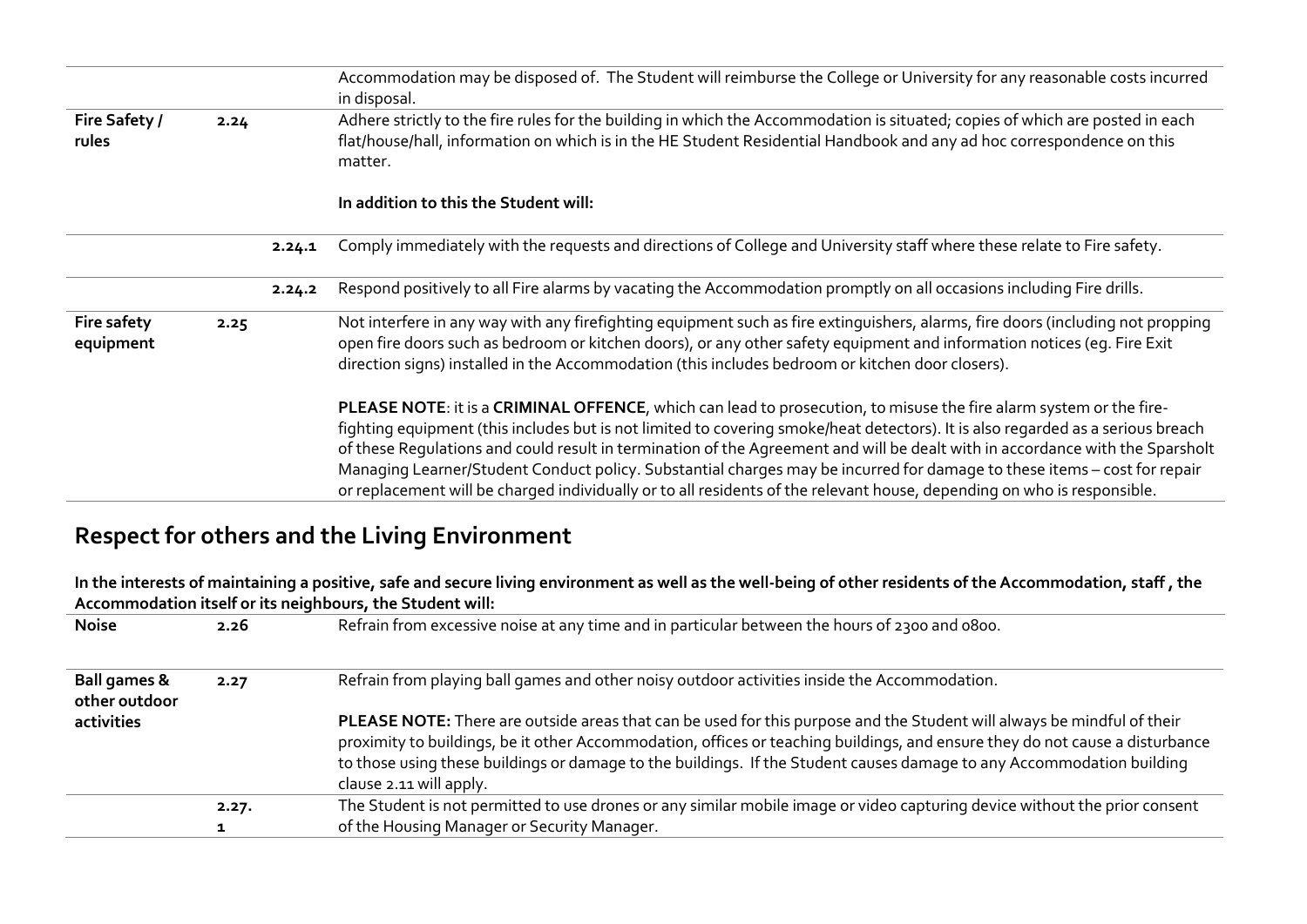| | | | |
|---|---|---|---|
| | | | Accommodation may be disposed of. The Student will reimburse the College or University for any reasonable costs incurred in disposal. |
| **Fire Safety / rules** | **2.24** | | Adhere strictly to the fire rules for the building in which the Accommodation is situated; copies of which are posted in each flat/house/hall, information on which is in the HE Student Residential Handbook and any ad hoc correspondence on this matter.<br><br>**In addition to this the Student will:** |
| | | **2.24.1** | Comply immediately with the requests and directions of College and University staff where these relate to Fire safety. |
| | | **2.24.2** | Respond positively to all Fire alarms by vacating the Accommodation promptly on all occasions including Fire drills. |
| **Fire safety equipment** | **2.25** | | Not interfere in any way with any firefighting equipment such as fire extinguishers, alarms, fire doors (including not propping open fire doors such as bedroom or kitchen doors), or any other safety equipment and information notices (eg. Fire Exit direction signs) installed in the Accommodation (this includes bedroom or kitchen door closers).<br><br>**PLEASE NOTE**: it is a **CRIMINAL OFFENCE**, which can lead to prosecution, to misuse the fire alarm system or the fire-fighting equipment (this includes but is not limited to covering smoke/heat detectors). It is also regarded as a serious breach of these Regulations and could result in termination of the Agreement and will be dealt with in accordance with the Sparsholt Managing Learner/Student Conduct policy. Substantial charges may be incurred for damage to these items – cost for repair or replacement will be charged individually or to all residents of the relevant house, depending on who is responsible. |

## Respect for others and the Living Environment

**In the interests of maintaining a positive, safe and secure living environment as well as the well-being of other residents of the Accommodation, staff , the Accommodation itself or its neighbours, the Student will:**

| | | |
|---|---|---|
| **Noise** | **2.26** | Refrain from excessive noise at any time and in particular between the hours of 2300 and 0800. |
| **Ball games & other outdoor activities** | **2.27** | Refrain from playing ball games and other noisy outdoor activities inside the Accommodation.<br><br>**PLEASE NOTE:** There are outside areas that can be used for this purpose and the Student will always be mindful of their proximity to buildings, be it other Accommodation, offices or teaching buildings, and ensure they do not cause a disturbance to those using these buildings or damage to the buildings. If the Student causes damage to any Accommodation building clause 2.11 will apply. |
| | **2.27.1** | The Student is not permitted to use drones or any similar mobile image or video capturing device without the prior consent of the Housing Manager or Security Manager. |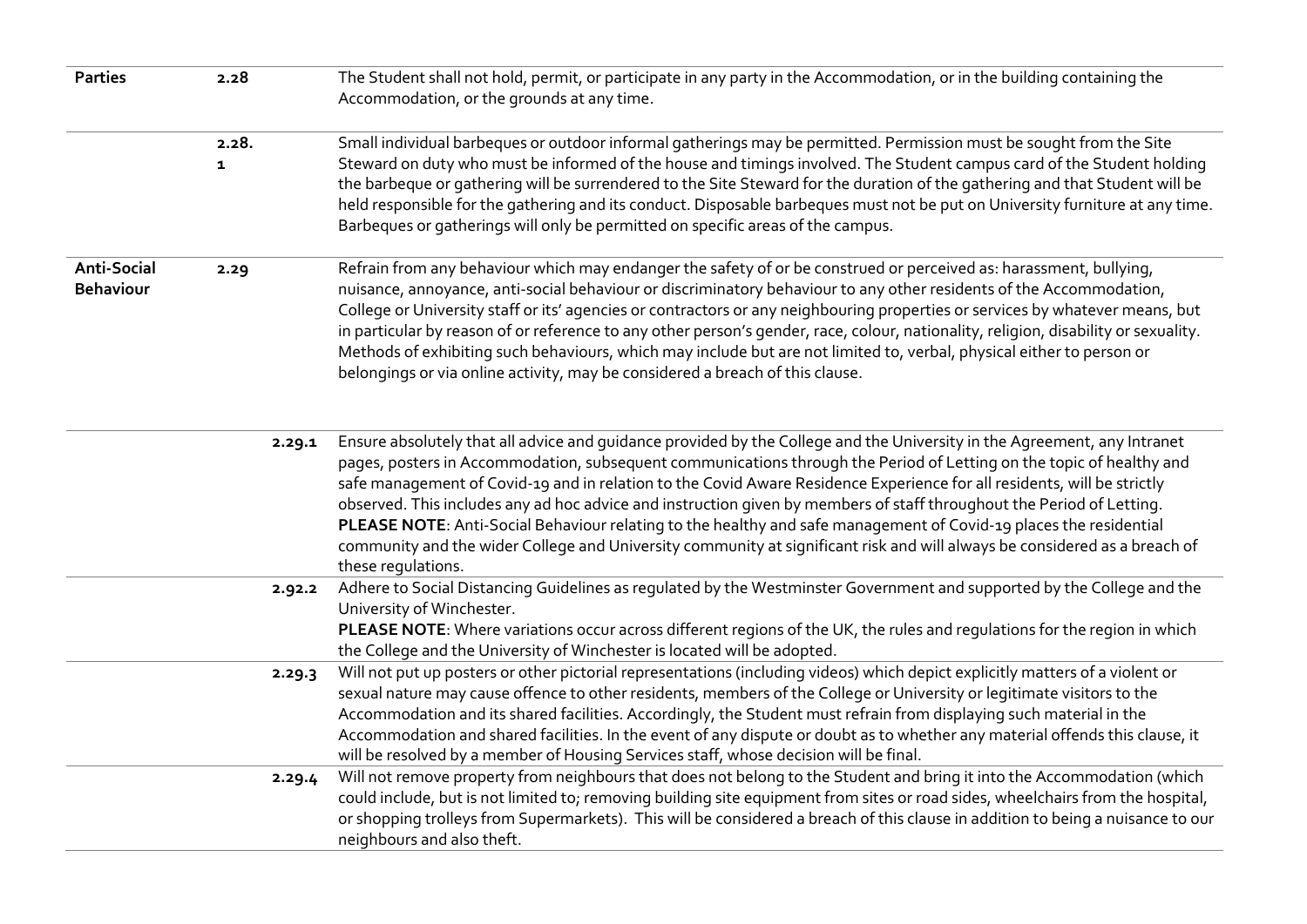| | | |
|---|---|---|
| **Parties** | **2.28** | The Student shall not hold, permit, or participate in any party in the Accommodation, or in the building containing the Accommodation, or the grounds at any time. |
| | **2.28.1** | Small individual barbeques or outdoor informal gatherings may be permitted. Permission must be sought from the Site Steward on duty who must be informed of the house and timings involved. The Student campus card of the Student holding the barbeque or gathering will be surrendered to the Site Steward for the duration of the gathering and that Student will be held responsible for the gathering and its conduct. Disposable barbeques must not be put on University furniture at any time. Barbeques or gatherings will only be permitted on specific areas of the campus. |
| **Anti-Social Behaviour** | **2.29** | Refrain from any behaviour which may endanger the safety of or be construed or perceived as: harassment, bullying, nuisance, annoyance, anti-social behaviour or discriminatory behaviour to any other residents of the Accommodation, College or University staff or its' agencies or contractors or any neighbouring properties or services by whatever means, but in particular by reason of or reference to any other person's gender, race, colour, nationality, religion, disability or sexuality. Methods of exhibiting such behaviours, which may include but are not limited to, verbal, physical either to person or belongings or via online activity, may be considered a breach of this clause. |
| | **2.29.1** | Ensure absolutely that all advice and guidance provided by the College and the University in the Agreement, any Intranet pages, posters in Accommodation, subsequent communications through the Period of Letting on the topic of healthy and safe management of Covid-19 and in relation to the Covid Aware Residence Experience for all residents, will be strictly observed. This includes any ad hoc advice and instruction given by members of staff throughout the Period of Letting. **PLEASE NOTE**: Anti-Social Behaviour relating to the healthy and safe management of Covid-19 places the residential community and the wider College and University community at significant risk and will always be considered as a breach of these regulations. |
| | **2.92.2** | Adhere to Social Distancing Guidelines as regulated by the Westminster Government and supported by the College and the University of Winchester. **PLEASE NOTE**: Where variations occur across different regions of the UK, the rules and regulations for the region in which the College and the University of Winchester is located will be adopted. |
| | **2.29.3** | Will not put up posters or other pictorial representations (including videos) which depict explicitly matters of a violent or sexual nature may cause offence to other residents, members of the College or University or legitimate visitors to the Accommodation and its shared facilities. Accordingly, the Student must refrain from displaying such material in the Accommodation and shared facilities. In the event of any dispute or doubt as to whether any material offends this clause, it will be resolved by a member of Housing Services staff, whose decision will be final. |
| | **2.29.4** | Will not remove property from neighbours that does not belong to the Student and bring it into the Accommodation (which could include, but is not limited to; removing building site equipment from sites or road sides, wheelchairs from the hospital, or shopping trolleys from Supermarkets). This will be considered a breach of this clause in addition to being a nuisance to our neighbours and also theft. |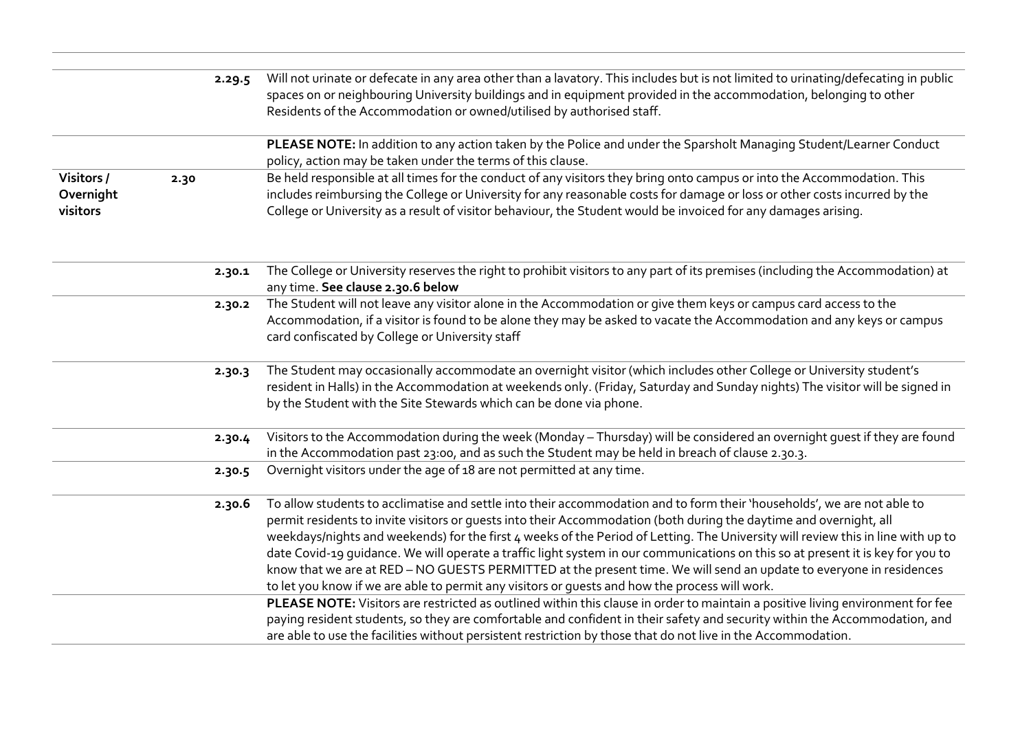| | | | |
|---|---|---|---|
| | | 2.29.5 | Will not urinate or defecate in any area other than a lavatory. This includes but is not limited to urinating/defecating in public spaces on or neighbouring University buildings and in equipment provided in the accommodation, belonging to other Residents of the Accommodation or owned/utilised by authorised staff. |
| | | | **PLEASE NOTE:** In addition to any action taken by the Police and under the Sparsholt Managing Student/Learner Conduct policy, action may be taken under the terms of this clause. |
| **Visitors / Overnight visitors** | 2.30 | | Be held responsible at all times for the conduct of any visitors they bring onto campus or into the Accommodation. This includes reimbursing the College or University for any reasonable costs for damage or loss or other costs incurred by the College or University as a result of visitor behaviour, the Student would be invoiced for any damages arising. |
| | | 2.30.1 | The College or University reserves the right to prohibit visitors to any part of its premises (including the Accommodation) at any time. **See clause 2.30.6 below** |
| | | 2.30.2 | The Student will not leave any visitor alone in the Accommodation or give them keys or campus card access to the Accommodation, if a visitor is found to be alone they may be asked to vacate the Accommodation and any keys or campus card confiscated by College or University staff |
| | | 2.30.3 | The Student may occasionally accommodate an overnight visitor (which includes other College or University student's resident in Halls) in the Accommodation at weekends only. (Friday, Saturday and Sunday nights) The visitor will be signed in by the Student with the Site Stewards which can be done via phone. |
| | | 2.30.4 | Visitors to the Accommodation during the week (Monday – Thursday) will be considered an overnight guest if they are found in the Accommodation past 23:00, and as such the Student may be held in breach of clause 2.30.3. |
| | | 2.30.5 | Overnight visitors under the age of 18 are not permitted at any time. |
| | | 2.30.6 | To allow students to acclimatise and settle into their accommodation and to form their 'households', we are not able to permit residents to invite visitors or guests into their Accommodation (both during the daytime and overnight, all weekdays/nights and weekends) for the first 4 weeks of the Period of Letting. The University will review this in line with up to date Covid-19 guidance. We will operate a traffic light system in our communications on this so at present it is key for you to know that we are at RED – NO GUESTS PERMITTED at the present time. We will send an update to everyone in residences to let you know if we are able to permit any visitors or guests and how the process will work. |
| | | | **PLEASE NOTE:** Visitors are restricted as outlined within this clause in order to maintain a positive living environment for fee paying resident students, so they are comfortable and confident in their safety and security within the Accommodation, and are able to use the facilities without persistent restriction by those that do not live in the Accommodation. |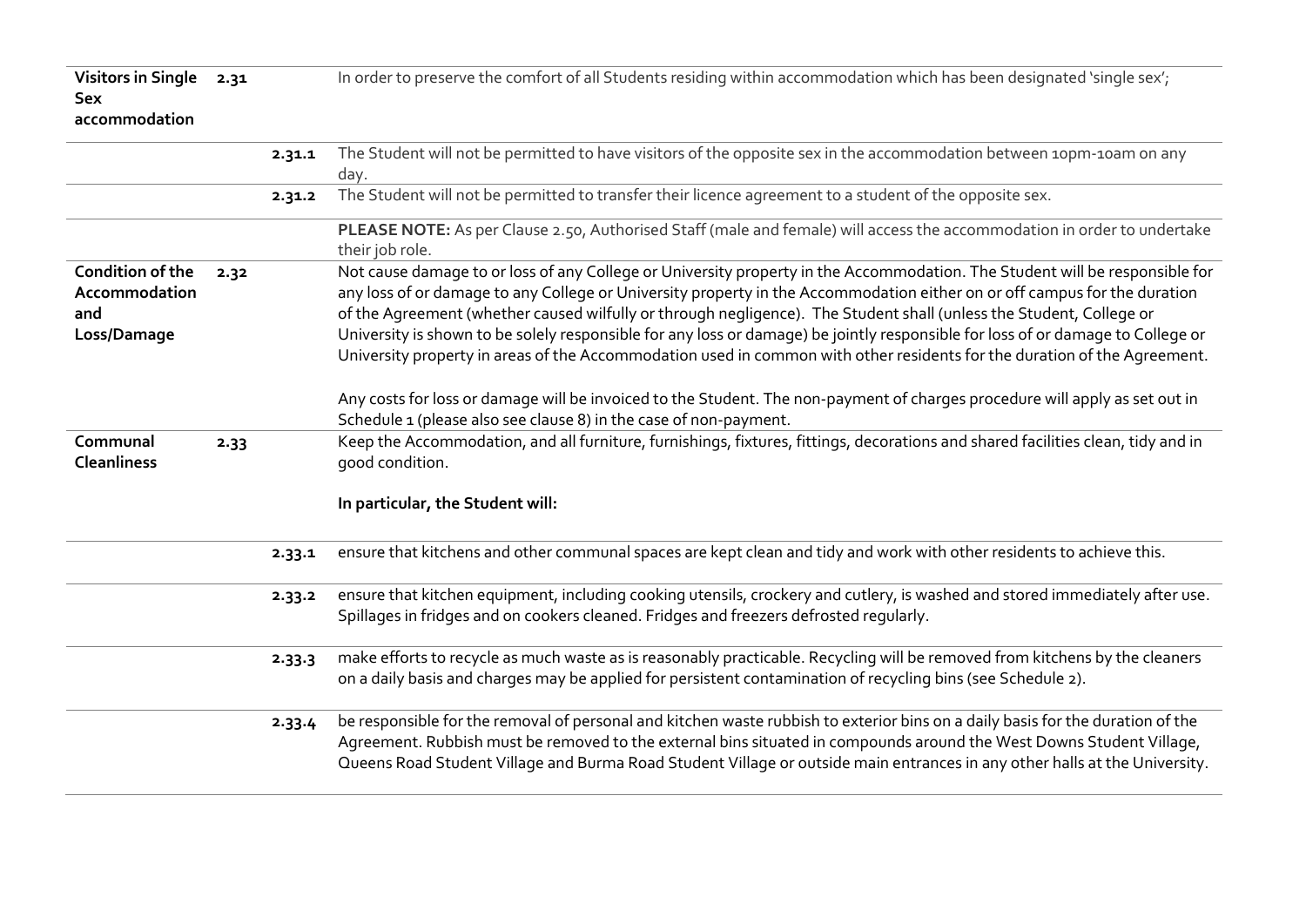| | | | |
|---|---|---|---|
| **Visitors in Single Sex accommodation** | **2.31** | | In order to preserve the comfort of all Students residing within accommodation which has been designated 'single sex'; |
| | | **2.31.1** | The Student will not be permitted to have visitors of the opposite sex in the accommodation between 10pm-10am on any day. |
| | | **2.31.2** | The Student will not be permitted to transfer their licence agreement to a student of the opposite sex. |
| | | | **PLEASE NOTE:** As per Clause 2.50, Authorised Staff (male and female) will access the accommodation in order to undertake their job role. |
| **Condition of the Accommodation and Loss/Damage** | **2.32** | | Not cause damage to or loss of any College or University property in the Accommodation. The Student will be responsible for any loss of or damage to any College or University property in the Accommodation either on or off campus for the duration of the Agreement (whether caused wilfully or through negligence). The Student shall (unless the Student, College or University is shown to be solely responsible for any loss or damage) be jointly responsible for loss of or damage to College or University property in areas of the Accommodation used in common with other residents for the duration of the Agreement.<br><br>Any costs for loss or damage will be invoiced to the Student. The non-payment of charges procedure will apply as set out in Schedule 1 (please also see clause 8) in the case of non-payment. |
| **Communal Cleanliness** | **2.33** | | Keep the Accommodation, and all furniture, furnishings, fixtures, fittings, decorations and shared facilities clean, tidy and in good condition.<br><br>**In particular, the Student will:** |
| | | **2.33.1** | ensure that kitchens and other communal spaces are kept clean and tidy and work with other residents to achieve this. |
| | | **2.33.2** | ensure that kitchen equipment, including cooking utensils, crockery and cutlery, is washed and stored immediately after use. Spillages in fridges and on cookers cleaned. Fridges and freezers defrosted regularly. |
| | | **2.33.3** | make efforts to recycle as much waste as is reasonably practicable. Recycling will be removed from kitchens by the cleaners on a daily basis and charges may be applied for persistent contamination of recycling bins (see Schedule 2). |
| | | **2.33.4** | be responsible for the removal of personal and kitchen waste rubbish to exterior bins on a daily basis for the duration of the Agreement. Rubbish must be removed to the external bins situated in compounds around the West Downs Student Village, Queens Road Student Village and Burma Road Student Village or outside main entrances in any other halls at the University. |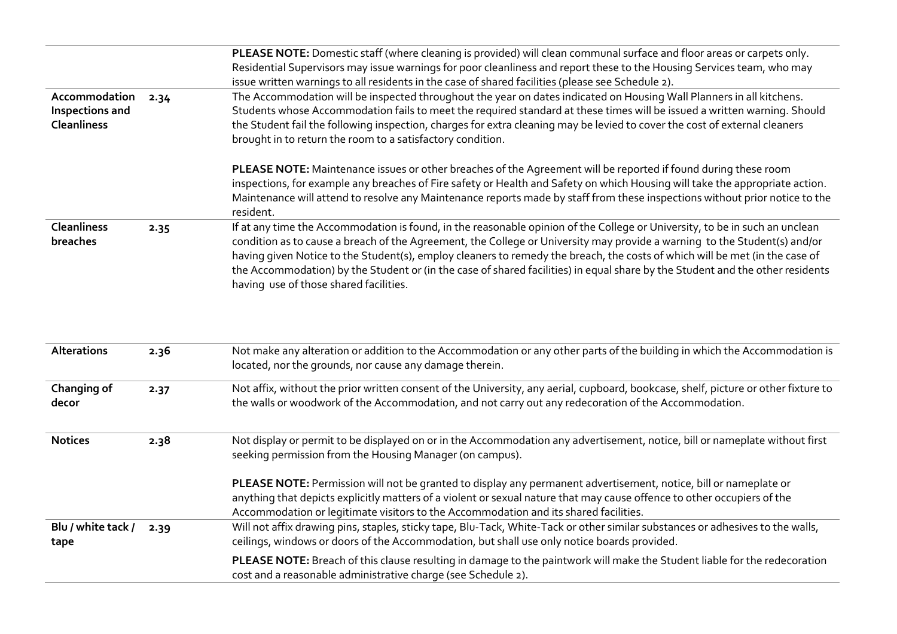| | | |
|---|---|---|
| | | **PLEASE NOTE:** Domestic staff (where cleaning is provided) will clean communal surface and floor areas or carpets only. Residential Supervisors may issue warnings for poor cleanliness and report these to the Housing Services team, who may issue written warnings to all residents in the case of shared facilities (please see Schedule 2). |
| **Accommodation Inspections and Cleanliness** | **2.34** | The Accommodation will be inspected throughout the year on dates indicated on Housing Wall Planners in all kitchens. Students whose Accommodation fails to meet the required standard at these times will be issued a written warning. Should the Student fail the following inspection, charges for extra cleaning may be levied to cover the cost of external cleaners brought in to return the room to a satisfactory condition.<br><br>**PLEASE NOTE:** Maintenance issues or other breaches of the Agreement will be reported if found during these room inspections, for example any breaches of Fire safety or Health and Safety on which Housing will take the appropriate action. Maintenance will attend to resolve any Maintenance reports made by staff from these inspections without prior notice to the resident. |
| **Cleanliness breaches** | **2.35** | If at any time the Accommodation is found, in the reasonable opinion of the College or University, to be in such an unclean condition as to cause a breach of the Agreement, the College or University may provide a warning to the Student(s) and/or having given Notice to the Student(s), employ cleaners to remedy the breach, the costs of which will be met (in the case of the Accommodation) by the Student or (in the case of shared facilities) in equal share by the Student and the other residents having use of those shared facilities. |

| | | |
|---|---|---|
| **Alterations** | **2.36** | Not make any alteration or addition to the Accommodation or any other parts of the building in which the Accommodation is located, nor the grounds, nor cause any damage therein. |
| **Changing of decor** | **2.37** | Not affix, without the prior written consent of the University, any aerial, cupboard, bookcase, shelf, picture or other fixture to the walls or woodwork of the Accommodation, and not carry out any redecoration of the Accommodation. |
| **Notices** | **2.38** | Not display or permit to be displayed on or in the Accommodation any advertisement, notice, bill or nameplate without first seeking permission from the Housing Manager (on campus).<br><br>**PLEASE NOTE:** Permission will not be granted to display any permanent advertisement, notice, bill or nameplate or anything that depicts explicitly matters of a violent or sexual nature that may cause offence to other occupiers of the Accommodation or legitimate visitors to the Accommodation and its shared facilities. |
| **Blu / white tack / tape** | **2.39** | Will not affix drawing pins, staples, sticky tape, Blu-Tack, White-Tack or other similar substances or adhesives to the walls, ceilings, windows or doors of the Accommodation, but shall use only notice boards provided.<br><br>**PLEASE NOTE:** Breach of this clause resulting in damage to the paintwork will make the Student liable for the redecoration cost and a reasonable administrative charge (see Schedule 2). |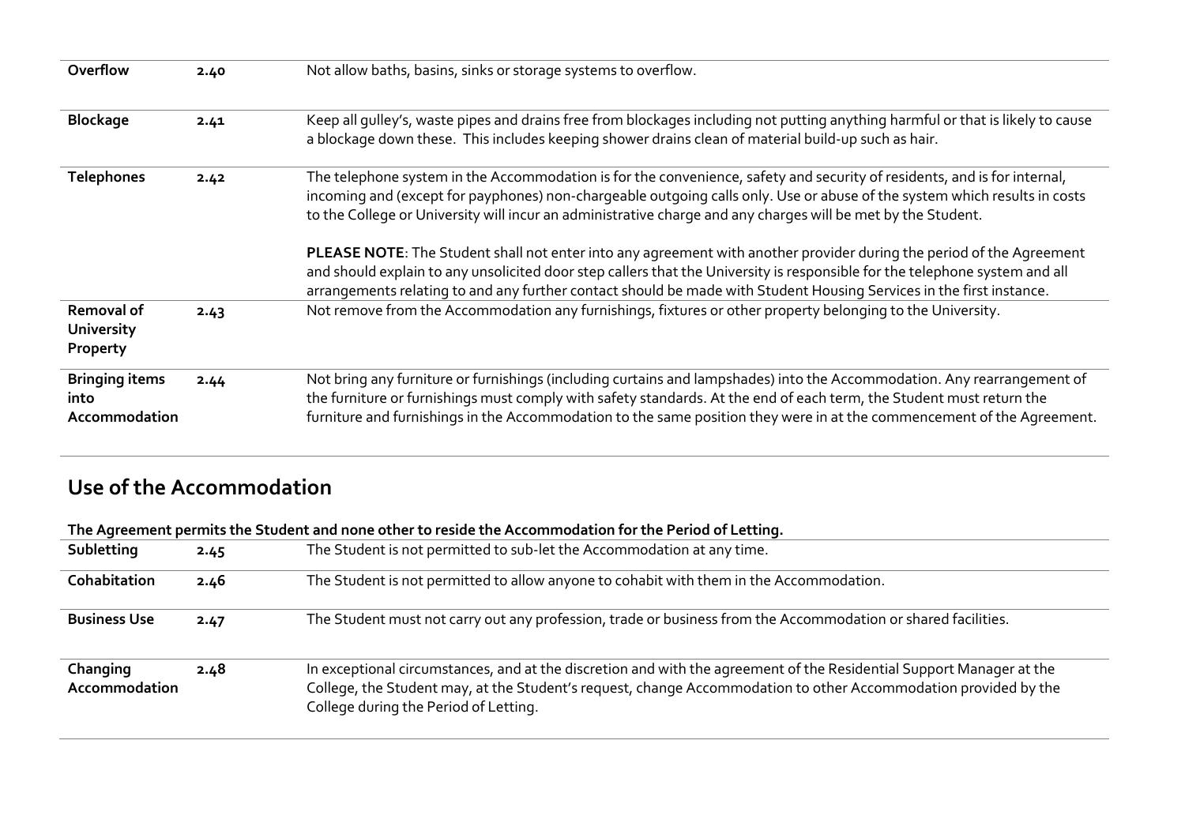| | | |
|---|---|---|
| **Overflow** | **2.40** | Not allow baths, basins, sinks or storage systems to overflow. |
| **Blockage** | **2.41** | Keep all gulley's, waste pipes and drains free from blockages including not putting anything harmful or that is likely to cause a blockage down these. This includes keeping shower drains clean of material build-up such as hair. |
| **Telephones** | **2.42** | The telephone system in the Accommodation is for the convenience, safety and security of residents, and is for internal, incoming and (except for payphones) non-chargeable outgoing calls only. Use or abuse of the system which results in costs to the College or University will incur an administrative charge and any charges will be met by the Student.<br><br>**PLEASE NOTE**: The Student shall not enter into any agreement with another provider during the period of the Agreement and should explain to any unsolicited door step callers that the University is responsible for the telephone system and all arrangements relating to and any further contact should be made with Student Housing Services in the first instance. |
| **Removal of University Property** | **2.43** | Not remove from the Accommodation any furnishings, fixtures or other property belonging to the University. |
| **Bringing items into Accommodation** | **2.44** | Not bring any furniture or furnishings (including curtains and lampshades) into the Accommodation. Any rearrangement of the furniture or furnishings must comply with safety standards. At the end of each term, the Student must return the furniture and furnishings in the Accommodation to the same position they were in at the commencement of the Agreement. |

## Use of the Accommodation

**The Agreement permits the Student and none other to reside the Accommodation for the Period of Letting.**

| | | |
|---|---|---|
| **Subletting** | **2.45** | The Student is not permitted to sub-let the Accommodation at any time. |
| **Cohabitation** | **2.46** | The Student is not permitted to allow anyone to cohabit with them in the Accommodation. |
| **Business Use** | **2.47** | The Student must not carry out any profession, trade or business from the Accommodation or shared facilities. |
| **Changing Accommodation** | **2.48** | In exceptional circumstances, and at the discretion and with the agreement of the Residential Support Manager at the College, the Student may, at the Student's request, change Accommodation to other Accommodation provided by the College during the Period of Letting. |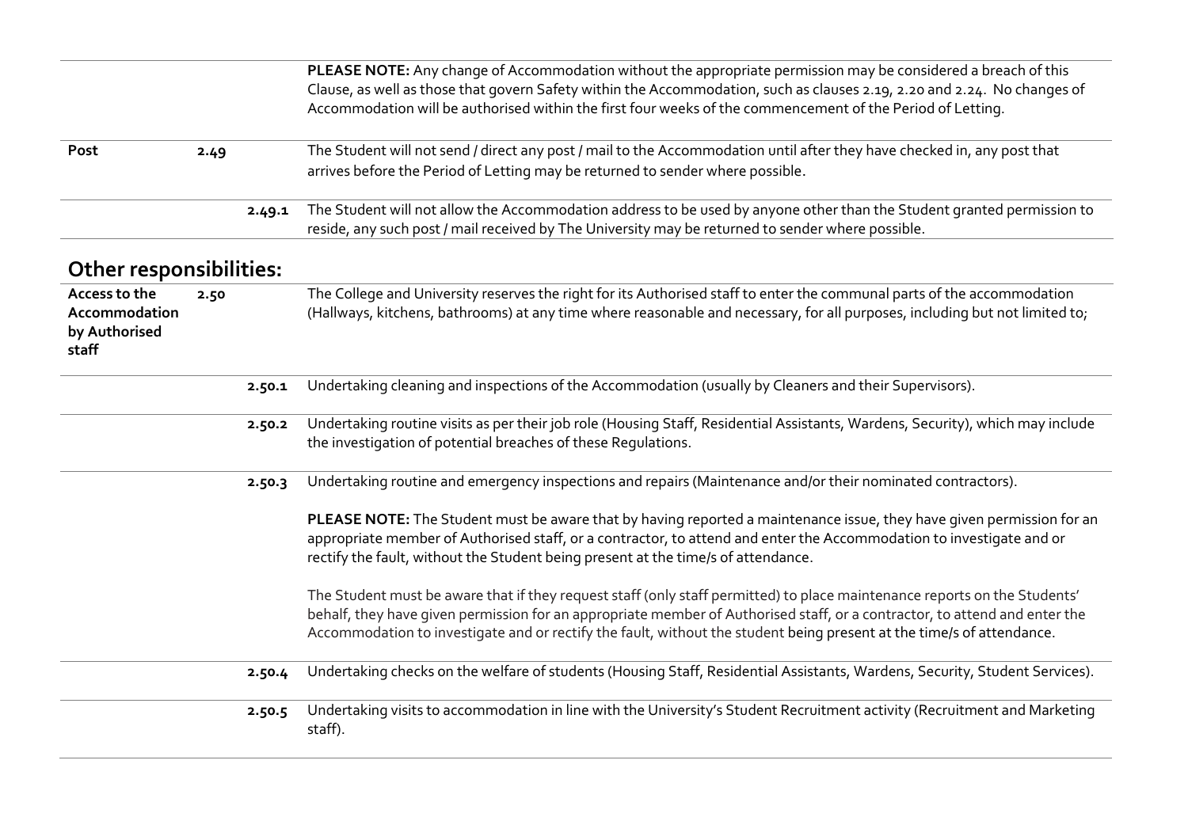| | | |
|---|---|---|
| | | **PLEASE NOTE:** Any change of Accommodation without the appropriate permission may be considered a breach of this Clause, as well as those that govern Safety within the Accommodation, such as clauses 2.19, 2.20 and 2.24. No changes of Accommodation will be authorised within the first four weeks of the commencement of the Period of Letting. |
| **Post** | **2.49** | The Student will not send / direct any post / mail to the Accommodation until after they have checked in, any post that arrives before the Period of Letting may be returned to sender where possible. |
| | **2.49.1** | The Student will not allow the Accommodation address to be used by anyone other than the Student granted permission to reside, any such post / mail received by The University may be returned to sender where possible. |

## Other responsibilities:

| | | |
|---|---|---|
| **Access to the Accommodation by Authorised staff** | **2.50** | The College and University reserves the right for its Authorised staff to enter the communal parts of the accommodation (Hallways, kitchens, bathrooms) at any time where reasonable and necessary, for all purposes, including but not limited to; |
| | **2.50.1** | Undertaking cleaning and inspections of the Accommodation (usually by Cleaners and their Supervisors). |
| | **2.50.2** | Undertaking routine visits as per their job role (Housing Staff, Residential Assistants, Wardens, Security), which may include the investigation of potential breaches of these Regulations. |
| | **2.50.3** | Undertaking routine and emergency inspections and repairs (Maintenance and/or their nominated contractors).<br><br>**PLEASE NOTE:** The Student must be aware that by having reported a maintenance issue, they have given permission for an appropriate member of Authorised staff, or a contractor, to attend and enter the Accommodation to investigate and or rectify the fault, without the Student being present at the time/s of attendance.<br><br>The Student must be aware that if they request staff (only staff permitted) to place maintenance reports on the Students' behalf, they have given permission for an appropriate member of Authorised staff, or a contractor, to attend and enter the Accommodation to investigate and or rectify the fault, without the student being present at the time/s of attendance. |
| | **2.50.4** | Undertaking checks on the welfare of students (Housing Staff, Residential Assistants, Wardens, Security, Student Services). |
| | **2.50.5** | Undertaking visits to accommodation in line with the University's Student Recruitment activity (Recruitment and Marketing staff). |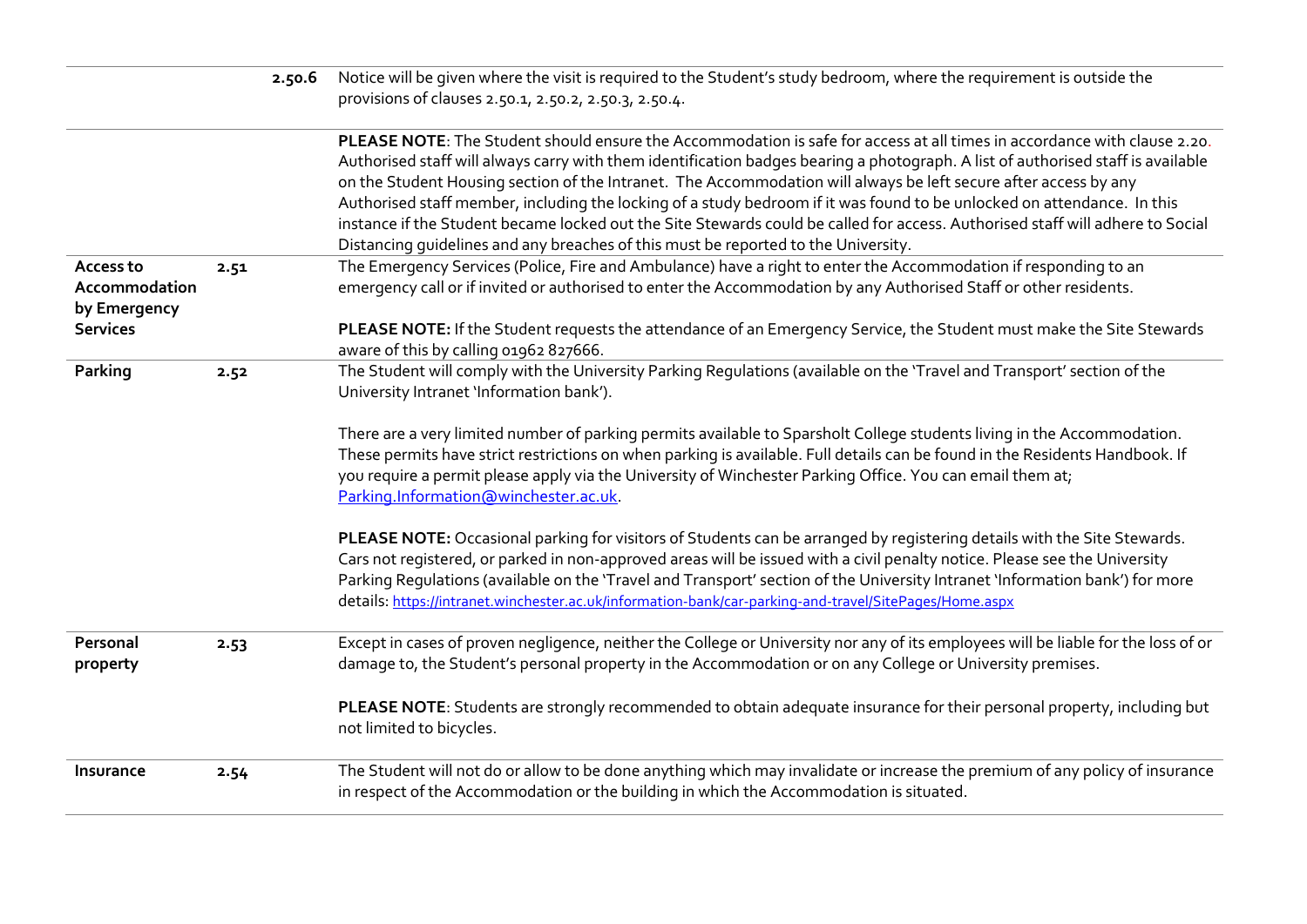| | | |
|---|---|---|
| | 2.50.6 | Notice will be given where the visit is required to the Student's study bedroom, where the requirement is outside the provisions of clauses 2.50.1, 2.50.2, 2.50.3, 2.50.4. |
| | | **PLEASE NOTE**: The Student should ensure the Accommodation is safe for access at all times in accordance with clause 2.20. Authorised staff will always carry with them identification badges bearing a photograph. A list of authorised staff is available on the Student Housing section of the Intranet. The Accommodation will always be left secure after access by any Authorised staff member, including the locking of a study bedroom if it was found to be unlocked on attendance. In this instance if the Student became locked out the Site Stewards could be called for access. Authorised staff will adhere to Social Distancing guidelines and any breaches of this must be reported to the University. |
| **Access to Accommodation by Emergency Services** | 2.51 | The Emergency Services (Police, Fire and Ambulance) have a right to enter the Accommodation if responding to an emergency call or if invited or authorised to enter the Accommodation by any Authorised Staff or other residents.<br><br>**PLEASE NOTE:** If the Student requests the attendance of an Emergency Service, the Student must make the Site Stewards aware of this by calling 01962 827666. |
| **Parking** | 2.52 | The Student will comply with the University Parking Regulations (available on the 'Travel and Transport' section of the University Intranet 'Information bank').<br><br>There are a very limited number of parking permits available to Sparsholt College students living in the Accommodation. These permits have strict restrictions on when parking is available. Full details can be found in the Residents Handbook. If you require a permit please apply via the University of Winchester Parking Office. You can email them at; Parking.Information@winchester.ac.uk.<br><br>**PLEASE NOTE:** Occasional parking for visitors of Students can be arranged by registering details with the Site Stewards. Cars not registered, or parked in non-approved areas will be issued with a civil penalty notice. Please see the University Parking Regulations (available on the 'Travel and Transport' section of the University Intranet 'Information bank') for more details: https://intranet.winchester.ac.uk/information-bank/car-parking-and-travel/SitePages/Home.aspx |
| **Personal property** | 2.53 | Except in cases of proven negligence, neither the College or University nor any of its employees will be liable for the loss of or damage to, the Student's personal property in the Accommodation or on any College or University premises.<br><br>**PLEASE NOTE**: Students are strongly recommended to obtain adequate insurance for their personal property, including but not limited to bicycles. |
| **Insurance** | 2.54 | The Student will not do or allow to be done anything which may invalidate or increase the premium of any policy of insurance in respect of the Accommodation or the building in which the Accommodation is situated. |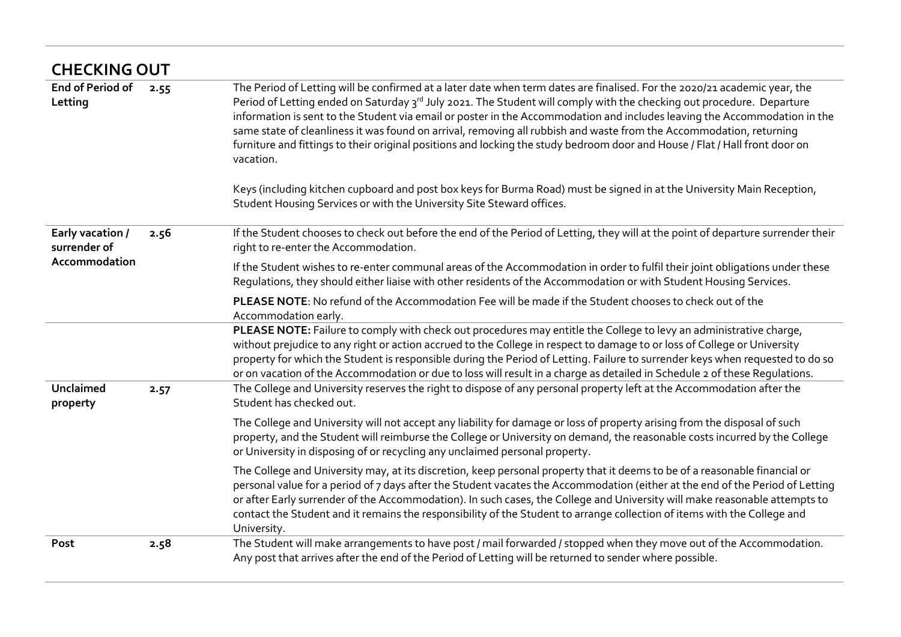## CHECKING OUT

| | | |
|---|---|---|
| **End of Period of Letting** | **2.55** | The Period of Letting will be confirmed at a later date when term dates are finalised. For the 2020/21 academic year, the Period of Letting ended on Saturday 3rd July 2021. The Student will comply with the checking out procedure. Departure information is sent to the Student via email or poster in the Accommodation and includes leaving the Accommodation in the same state of cleanliness it was found on arrival, removing all rubbish and waste from the Accommodation, returning furniture and fittings to their original positions and locking the study bedroom door and House / Flat / Hall front door on vacation.<br><br>Keys (including kitchen cupboard and post box keys for Burma Road) must be signed in at the University Main Reception, Student Housing Services or with the University Site Steward offices. |
| **Early vacation / surrender of Accommodation** | **2.56** | If the Student chooses to check out before the end of the Period of Letting, they will at the point of departure surrender their right to re-enter the Accommodation.<br><br>If the Student wishes to re-enter communal areas of the Accommodation in order to fulfil their joint obligations under these Regulations, they should either liaise with other residents of the Accommodation or with Student Housing Services.<br><br>**PLEASE NOTE**: No refund of the Accommodation Fee will be made if the Student chooses to check out of the Accommodation early. |
| | | **PLEASE NOTE:** Failure to comply with check out procedures may entitle the College to levy an administrative charge, without prejudice to any right or action accrued to the College in respect to damage to or loss of College or University property for which the Student is responsible during the Period of Letting. Failure to surrender keys when requested to do so or on vacation of the Accommodation or due to loss will result in a charge as detailed in Schedule 2 of these Regulations. |
| **Unclaimed property** | **2.57** | The College and University reserves the right to dispose of any personal property left at the Accommodation after the Student has checked out.<br><br>The College and University will not accept any liability for damage or loss of property arising from the disposal of such property, and the Student will reimburse the College or University on demand, the reasonable costs incurred by the College or University in disposing of or recycling any unclaimed personal property.<br><br>The College and University may, at its discretion, keep personal property that it deems to be of a reasonable financial or personal value for a period of 7 days after the Student vacates the Accommodation (either at the end of the Period of Letting or after Early surrender of the Accommodation). In such cases, the College and University will make reasonable attempts to contact the Student and it remains the responsibility of the Student to arrange collection of items with the College and University. |
| **Post** | **2.58** | The Student will make arrangements to have post / mail forwarded / stopped when they move out of the Accommodation. Any post that arrives after the end of the Period of Letting will be returned to sender where possible. |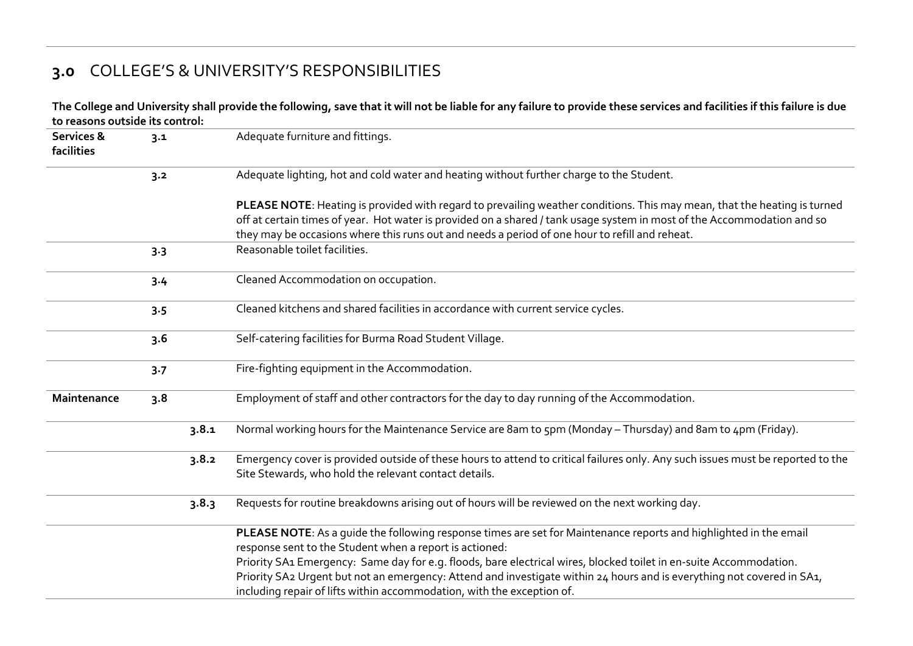## 3.0 COLLEGE'S & UNIVERSITY'S RESPONSIBILITIES

**The College and University shall provide the following, save that it will not be liable for any failure to provide these services and facilities if this failure is due to reasons outside its control:**

| | | | |
|---|---|---|---|
| **Services & facilities** | 3.1 | | Adequate furniture and fittings. |
| | 3.2 | | Adequate lighting, hot and cold water and heating without further charge to the Student.<br><br>**PLEASE NOTE**: Heating is provided with regard to prevailing weather conditions. This may mean, that the heating is turned off at certain times of year. Hot water is provided on a shared / tank usage system in most of the Accommodation and so they may be occasions where this runs out and needs a period of one hour to refill and reheat. |
| | 3.3 | | Reasonable toilet facilities. |
| | 3.4 | | Cleaned Accommodation on occupation. |
| | 3.5 | | Cleaned kitchens and shared facilities in accordance with current service cycles. |
| | 3.6 | | Self-catering facilities for Burma Road Student Village. |
| | 3.7 | | Fire-fighting equipment in the Accommodation. |
| **Maintenance** | 3.8 | | Employment of staff and other contractors for the day to day running of the Accommodation. |
| | | 3.8.1 | Normal working hours for the Maintenance Service are 8am to 5pm (Monday – Thursday) and 8am to 4pm (Friday). |
| | | 3.8.2 | Emergency cover is provided outside of these hours to attend to critical failures only. Any such issues must be reported to the Site Stewards, who hold the relevant contact details. |
| | | 3.8.3 | Requests for routine breakdowns arising out of hours will be reviewed on the next working day. |
| | | | **PLEASE NOTE**: As a guide the following response times are set for Maintenance reports and highlighted in the email response sent to the Student when a report is actioned:<br>Priority SA1 Emergency: Same day for e.g. floods, bare electrical wires, blocked toilet in en-suite Accommodation.<br>Priority SA2 Urgent but not an emergency: Attend and investigate within 24 hours and is everything not covered in SA1, including repair of lifts within accommodation, with the exception of. |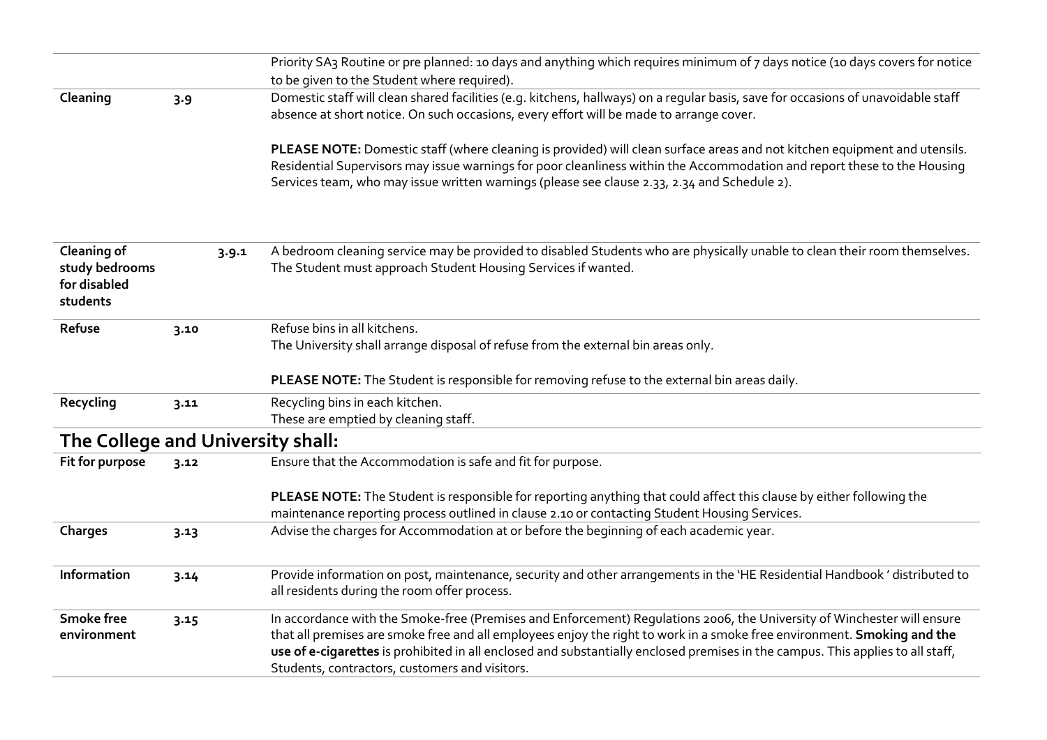| | | |
|---|---|---|
| | | Priority SA3 Routine or pre planned: 10 days and anything which requires minimum of 7 days notice (10 days covers for notice to be given to the Student where required). |
| **Cleaning** | 3.9 | Domestic staff will clean shared facilities (e.g. kitchens, hallways) on a regular basis, save for occasions of unavoidable staff absence at short notice. On such occasions, every effort will be made to arrange cover.<br><br>**PLEASE NOTE:** Domestic staff (where cleaning is provided) will clean surface areas and not kitchen equipment and utensils. Residential Supervisors may issue warnings for poor cleanliness within the Accommodation and report these to the Housing Services team, who may issue written warnings (please see clause 2.33, 2.34 and Schedule 2). |
| **Cleaning of study bedrooms for disabled students** | 3.9.1 | A bedroom cleaning service may be provided to disabled Students who are physically unable to clean their room themselves. The Student must approach Student Housing Services if wanted. |
| **Refuse** | 3.10 | Refuse bins in all kitchens.<br>The University shall arrange disposal of refuse from the external bin areas only.<br><br>**PLEASE NOTE:** The Student is responsible for removing refuse to the external bin areas daily. |
| **Recycling** | 3.11 | Recycling bins in each kitchen.<br>These are emptied by cleaning staff. |

## The College and University shall:

| | | |
|---|---|---|
| **Fit for purpose** | 3.12 | Ensure that the Accommodation is safe and fit for purpose.<br><br>**PLEASE NOTE:** The Student is responsible for reporting anything that could affect this clause by either following the maintenance reporting process outlined in clause 2.10 or contacting Student Housing Services. |
| **Charges** | 3.13 | Advise the charges for Accommodation at or before the beginning of each academic year. |
| **Information** | 3.14 | Provide information on post, maintenance, security and other arrangements in the 'HE Residential Handbook ' distributed to all residents during the room offer process. |
| **Smoke free environment** | 3.15 | In accordance with the Smoke-free (Premises and Enforcement) Regulations 2006, the University of Winchester will ensure that all premises are smoke free and all employees enjoy the right to work in a smoke free environment. **Smoking and the use of e-cigarettes** is prohibited in all enclosed and substantially enclosed premises in the campus. This applies to all staff, Students, contractors, customers and visitors. |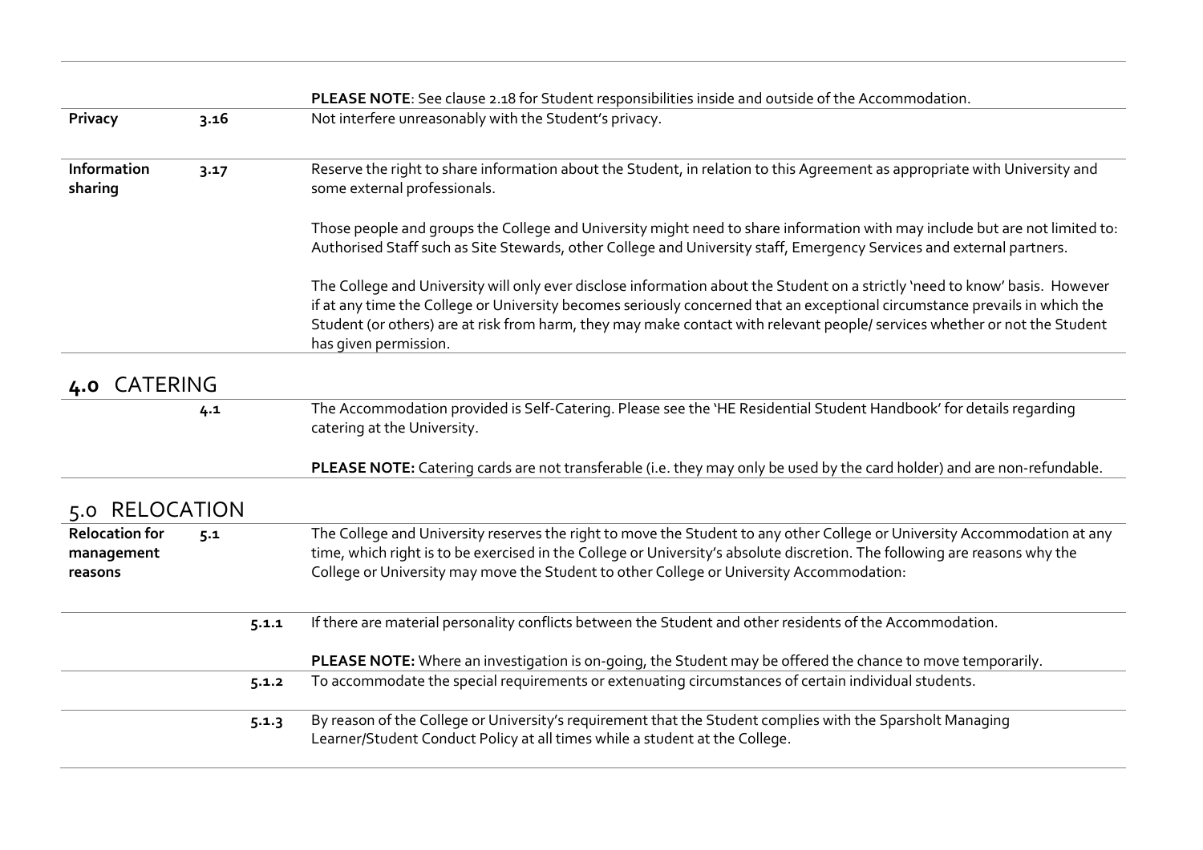| | | |
|---|---|---|
| | | **PLEASE NOTE**: See clause 2.18 for Student responsibilities inside and outside of the Accommodation. |
| **Privacy** | **3.16** | Not interfere unreasonably with the Student's privacy. |
| **Information sharing** | **3.17** | Reserve the right to share information about the Student, in relation to this Agreement as appropriate with University and some external professionals.<br><br>Those people and groups the College and University might need to share information with may include but are not limited to: Authorised Staff such as Site Stewards, other College and University staff, Emergency Services and external partners.<br><br>The College and University will only ever disclose information about the Student on a strictly 'need to know' basis. However if at any time the College or University becomes seriously concerned that an exceptional circumstance prevails in which the Student (or others) are at risk from harm, they may make contact with relevant people/ services whether or not the Student has given permission. |

## 4.0 CATERING

| | | |
|---|---|---|
| | **4.1** | The Accommodation provided is Self-Catering. Please see the 'HE Residential Student Handbook' for details regarding catering at the University.<br><br>**PLEASE NOTE:** Catering cards are not transferable (i.e. they may only be used by the card holder) and are non-refundable. |

## 5.0 RELOCATION

| | | | |
|---|---|---|---|
| **Relocation for management reasons** | **5.1** | | The College and University reserves the right to move the Student to any other College or University Accommodation at any time, which right is to be exercised in the College or University's absolute discretion. The following are reasons why the College or University may move the Student to other College or University Accommodation: |
| | | **5.1.1** | If there are material personality conflicts between the Student and other residents of the Accommodation.<br><br>**PLEASE NOTE:** Where an investigation is on-going, the Student may be offered the chance to move temporarily. |
| | | **5.1.2** | To accommodate the special requirements or extenuating circumstances of certain individual students. |
| | | **5.1.3** | By reason of the College or University's requirement that the Student complies with the Sparsholt Managing Learner/Student Conduct Policy at all times while a student at the College. |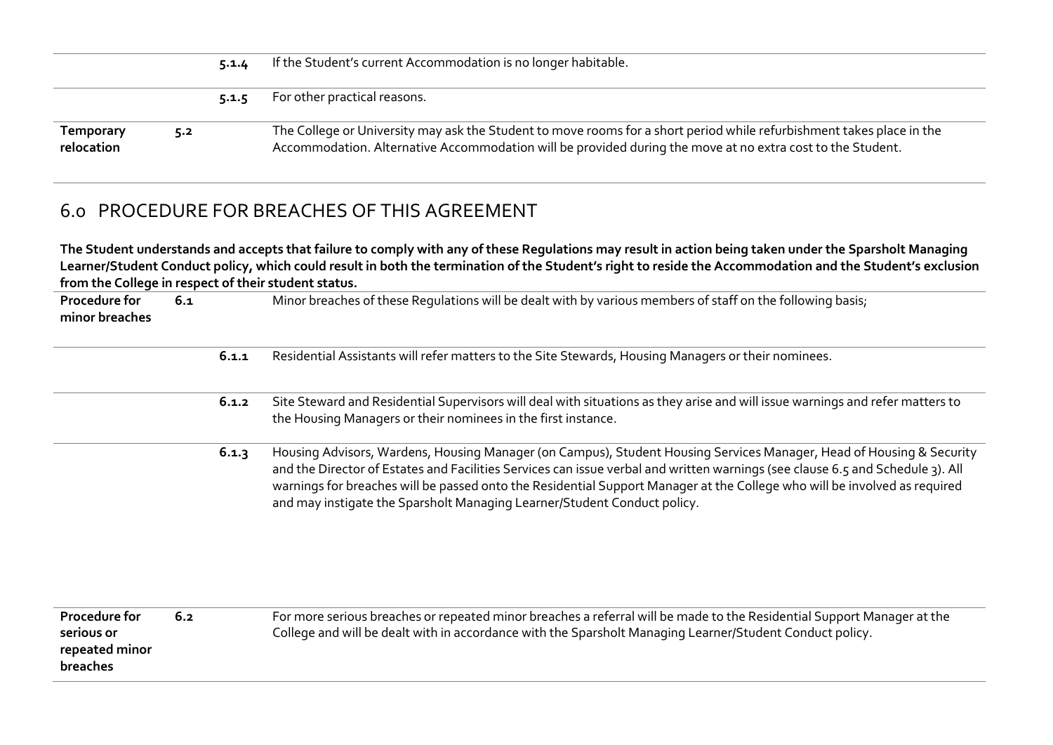| | | | |
|---|---|---|---|
| | | 5.1.4 | If the Student's current Accommodation is no longer habitable. |
| | | 5.1.5 | For other practical reasons. |
| **Temporary relocation** | 5.2 | | The College or University may ask the Student to move rooms for a short period while refurbishment takes place in the Accommodation. Alternative Accommodation will be provided during the move at no extra cost to the Student. |

## 6.0 PROCEDURE FOR BREACHES OF THIS AGREEMENT

**The Student understands and accepts that failure to comply with any of these Regulations may result in action being taken under the Sparsholt Managing Learner/Student Conduct policy, which could result in both the termination of the Student's right to reside the Accommodation and the Student's exclusion from the College in respect of their student status.**

| | | | |
|---|---|---|---|
| **Procedure for minor breaches** | 6.1 | | Minor breaches of these Regulations will be dealt with by various members of staff on the following basis; |
| | | **6.1.1** | Residential Assistants will refer matters to the Site Stewards, Housing Managers or their nominees. |
| | | **6.1.2** | Site Steward and Residential Supervisors will deal with situations as they arise and will issue warnings and refer matters to the Housing Managers or their nominees in the first instance. |
| | | **6.1.3** | Housing Advisors, Wardens, Housing Manager (on Campus), Student Housing Services Manager, Head of Housing & Security and the Director of Estates and Facilities Services can issue verbal and written warnings (see clause 6.5 and Schedule 3). All warnings for breaches will be passed onto the Residential Support Manager at the College who will be involved as required and may instigate the Sparsholt Managing Learner/Student Conduct policy. |
| **Procedure for serious or repeated minor breaches** | 6.2 | | For more serious breaches or repeated minor breaches a referral will be made to the Residential Support Manager at the College and will be dealt with in accordance with the Sparsholt Managing Learner/Student Conduct policy. |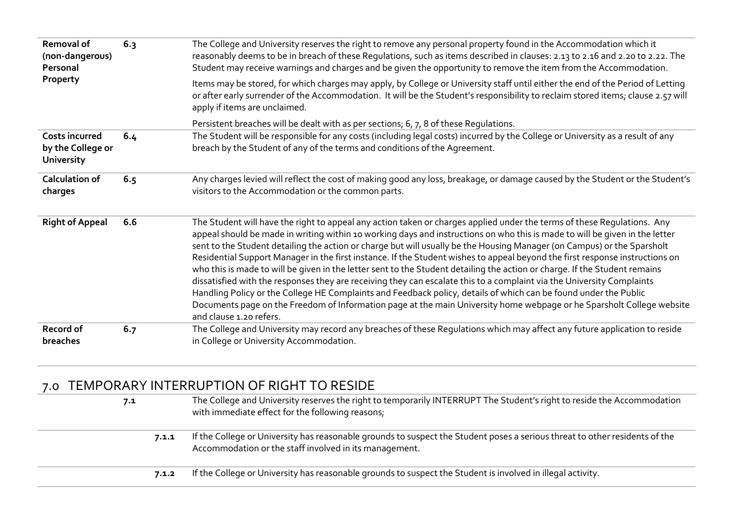| | | |
|---|---|---|
| **Removal of (non-dangerous) Personal Property** | **6.3** | The College and University reserves the right to remove any personal property found in the Accommodation which it reasonably deems to be in breach of these Regulations, such as items described in clauses: 2.13 to 2.16 and 2.20 to 2.22. The Student may receive warnings and charges and be given the opportunity to remove the item from the Accommodation.<br><br>Items may be stored, for which charges may apply, by College or University staff until either the end of the Period of Letting or after early surrender of the Accommodation. It will be the Student's responsibility to reclaim stored items; clause 2.57 will apply if items are unclaimed.<br><br>Persistent breaches will be dealt with as per sections; 6, 7, 8 of these Regulations. |
| **Costs incurred by the College or University** | **6.4** | The Student will be responsible for any costs (including legal costs) incurred by the College or University as a result of any breach by the Student of any of the terms and conditions of the Agreement. |
| **Calculation of charges** | **6.5** | Any charges levied will reflect the cost of making good any loss, breakage, or damage caused by the Student or the Student's visitors to the Accommodation or the common parts. |
| **Right of Appeal** | **6.6** | The Student will have the right to appeal any action taken or charges applied under the terms of these Regulations. Any appeal should be made in writing within 10 working days and instructions on who this is made to will be given in the letter sent to the Student detailing the action or charge but will usually be the Housing Manager (on Campus) or the Sparsholt Residential Support Manager in the first instance. If the Student wishes to appeal beyond the first response instructions on who this is made to will be given in the letter sent to the Student detailing the action or charge. If the Student remains dissatisfied with the responses they are receiving they can escalate this to a complaint via the University Complaints Handling Policy or the College HE Complaints and Feedback policy, details of which can be found under the Public Documents page on the Freedom of Information page at the main University home webpage or he Sparsholt College website and clause 1.20 refers. |
| **Record of breaches** | **6.7** | The College and University may record any breaches of these Regulations which may affect any future application to reside in College or University Accommodation. |

## 7.0 TEMPORARY INTERRUPTION OF RIGHT TO RESIDE

| | | |
|---|---|---|
| **7.1** | | The College and University reserves the right to temporarily INTERRUPT The Student's right to reside the Accommodation with immediate effect for the following reasons; |
| | **7.1.1** | If the College or University has reasonable grounds to suspect the Student poses a serious threat to other residents of the Accommodation or the staff involved in its management. |
| | **7.1.2** | If the College or University has reasonable grounds to suspect the Student is involved in illegal activity. |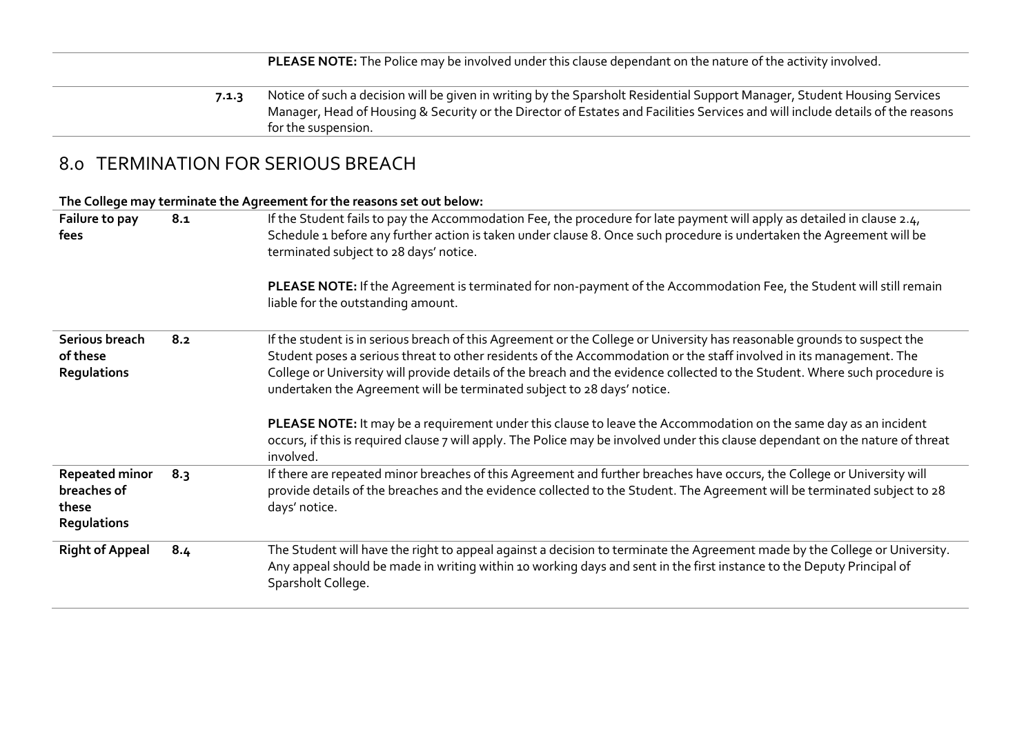| | | |
|---|---|---|
| | | **PLEASE NOTE:** The Police may be involved under this clause dependant on the nature of the activity involved. |
| | **7.1.3** | Notice of such a decision will be given in writing by the Sparsholt Residential Support Manager, Student Housing Services Manager, Head of Housing & Security or the Director of Estates and Facilities Services and will include details of the reasons for the suspension. |

## 8.0 TERMINATION FOR SERIOUS BREACH

**The College may terminate the Agreement for the reasons set out below:**

| | | |
|---|---|---|
| **Failure to pay fees** | **8.1** | If the Student fails to pay the Accommodation Fee, the procedure for late payment will apply as detailed in clause 2.4, Schedule 1 before any further action is taken under clause 8. Once such procedure is undertaken the Agreement will be terminated subject to 28 days' notice.<br><br>**PLEASE NOTE:** If the Agreement is terminated for non-payment of the Accommodation Fee, the Student will still remain liable for the outstanding amount. |
| **Serious breach of these Regulations** | **8.2** | If the student is in serious breach of this Agreement or the College or University has reasonable grounds to suspect the Student poses a serious threat to other residents of the Accommodation or the staff involved in its management. The College or University will provide details of the breach and the evidence collected to the Student. Where such procedure is undertaken the Agreement will be terminated subject to 28 days' notice.<br><br>**PLEASE NOTE:** It may be a requirement under this clause to leave the Accommodation on the same day as an incident occurs, if this is required clause 7 will apply. The Police may be involved under this clause dependant on the nature of threat involved. |
| **Repeated minor breaches of these Regulations** | **8.3** | If there are repeated minor breaches of this Agreement and further breaches have occurs, the College or University will provide details of the breaches and the evidence collected to the Student. The Agreement will be terminated subject to 28 days' notice. |
| **Right of Appeal** | **8.4** | The Student will have the right to appeal against a decision to terminate the Agreement made by the College or University. Any appeal should be made in writing within 10 working days and sent in the first instance to the Deputy Principal of Sparsholt College. |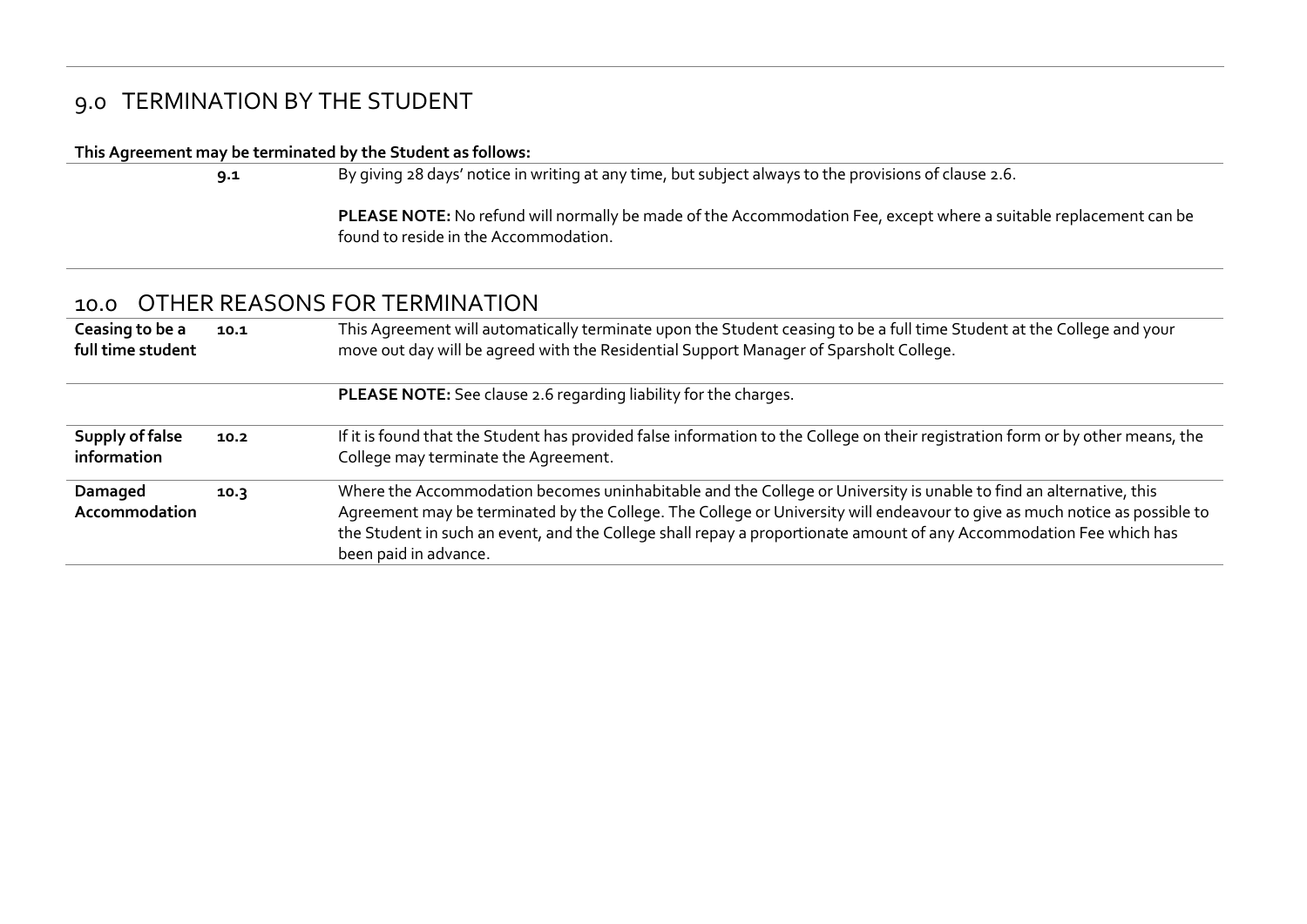## 9.0 TERMINATION BY THE STUDENT

**This Agreement may be terminated by the Student as follows:**

| | | |
|---|---|---|
| | **9.1** | By giving 28 days' notice in writing at any time, but subject always to the provisions of clause 2.6.<br><br>**PLEASE NOTE:** No refund will normally be made of the Accommodation Fee, except where a suitable replacement can be found to reside in the Accommodation. |

## 10.0 OTHER REASONS FOR TERMINATION

| | | |
|---|---|---|
| **Ceasing to be a full time student** | **10.1** | This Agreement will automatically terminate upon the Student ceasing to be a full time Student at the College and your move out day will be agreed with the Residential Support Manager of Sparsholt College. |
| | | **PLEASE NOTE:** See clause 2.6 regarding liability for the charges. |
| **Supply of false information** | **10.2** | If it is found that the Student has provided false information to the College on their registration form or by other means, the College may terminate the Agreement. |
| **Damaged Accommodation** | **10.3** | Where the Accommodation becomes uninhabitable and the College or University is unable to find an alternative, this Agreement may be terminated by the College. The College or University will endeavour to give as much notice as possible to the Student in such an event, and the College shall repay a proportionate amount of any Accommodation Fee which has been paid in advance. |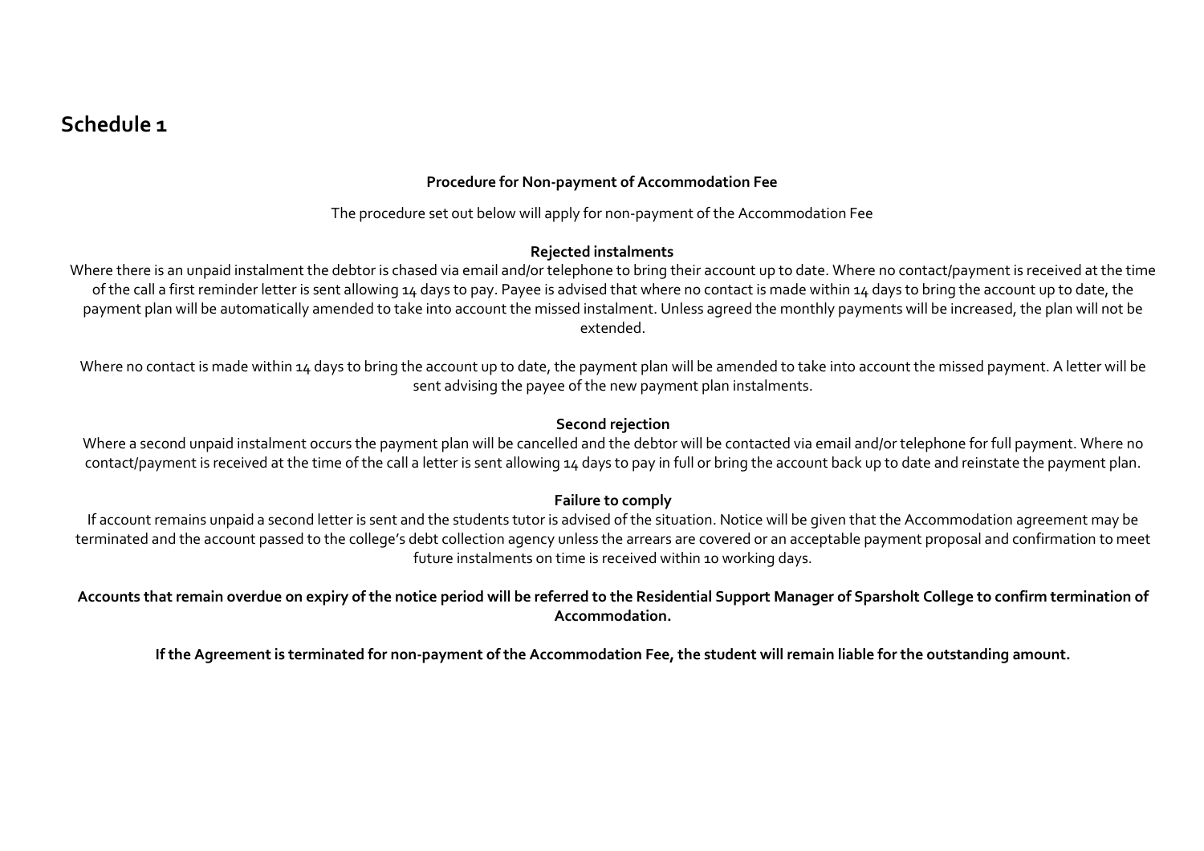# Schedule 1

**Procedure for Non-payment of Accommodation Fee**

The procedure set out below will apply for non-payment of the Accommodation Fee

**Rejected instalments**

Where there is an unpaid instalment the debtor is chased via email and/or telephone to bring their account up to date. Where no contact/payment is received at the time of the call a first reminder letter is sent allowing 14 days to pay. Payee is advised that where no contact is made within 14 days to bring the account up to date, the payment plan will be automatically amended to take into account the missed instalment. Unless agreed the monthly payments will be increased, the plan will not be extended.

Where no contact is made within 14 days to bring the account up to date, the payment plan will be amended to take into account the missed payment. A letter will be sent advising the payee of the new payment plan instalments.

**Second rejection**

Where a second unpaid instalment occurs the payment plan will be cancelled and the debtor will be contacted via email and/or telephone for full payment. Where no contact/payment is received at the time of the call a letter is sent allowing 14 days to pay in full or bring the account back up to date and reinstate the payment plan.

**Failure to comply**

If account remains unpaid a second letter is sent and the students tutor is advised of the situation. Notice will be given that the Accommodation agreement may be terminated and the account passed to the college's debt collection agency unless the arrears are covered or an acceptable payment proposal and confirmation to meet future instalments on time is received within 10 working days.

**Accounts that remain overdue on expiry of the notice period will be referred to the Residential Support Manager of Sparsholt College to confirm termination of Accommodation.**

**If the Agreement is terminated for non-payment of the Accommodation Fee, the student will remain liable for the outstanding amount.**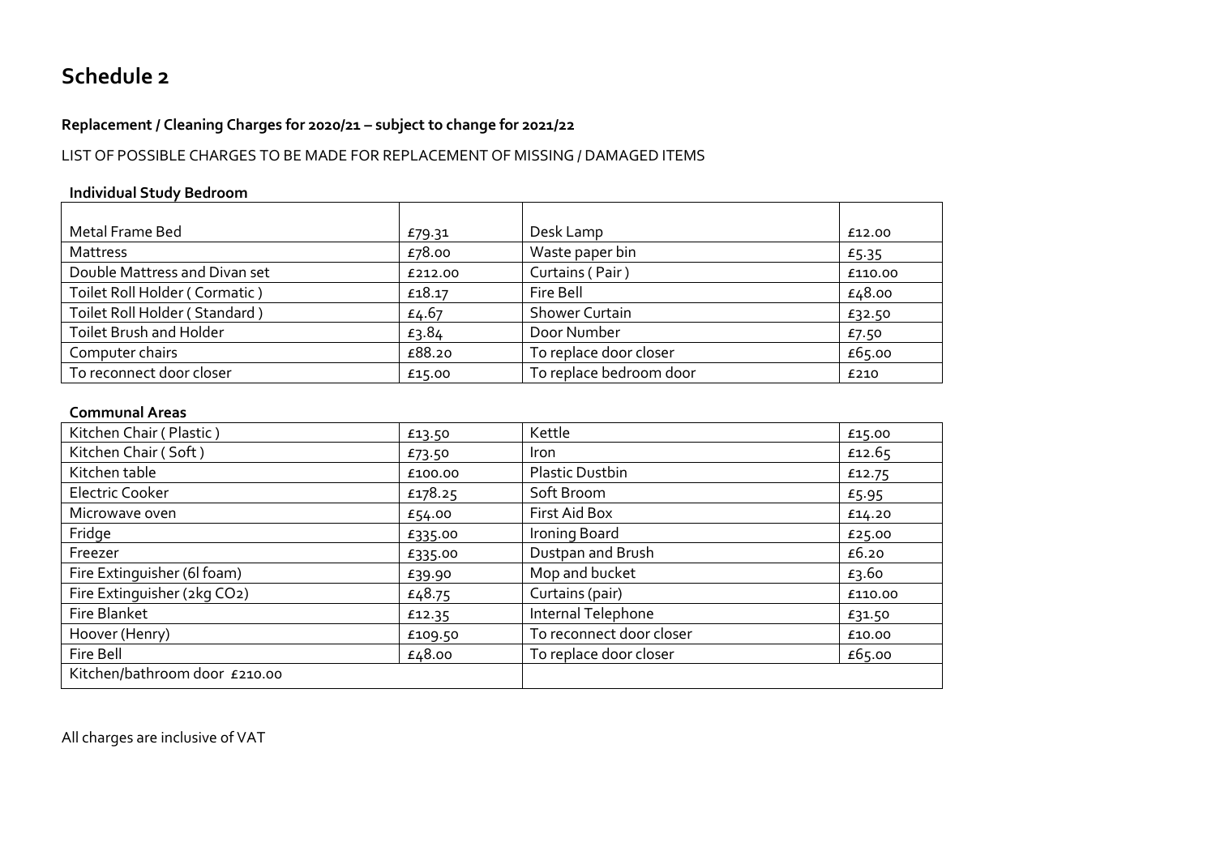# Schedule 2

**Replacement / Cleaning Charges for 2020/21 – subject to change for 2021/22**

LIST OF POSSIBLE CHARGES TO BE MADE FOR REPLACEMENT OF MISSING / DAMAGED ITEMS

**Individual Study Bedroom**

| | | | |
|---|---|---|---|
| Metal Frame Bed | £79.31 | Desk Lamp | £12.00 |
| Mattress | £78.00 | Waste paper bin | £5.35 |
| Double Mattress and Divan set | £212.00 | Curtains ( Pair ) | £110.00 |
| Toilet Roll Holder ( Cormatic ) | £18.17 | Fire Bell | £48.00 |
| Toilet Roll Holder ( Standard ) | £4.67 | Shower Curtain | £32.50 |
| Toilet Brush and Holder | £3.84 | Door Number | £7.50 |
| Computer chairs | £88.20 | To replace door closer | £65.00 |
| To reconnect door closer | £15.00 | To replace bedroom door | £210 |

**Communal Areas**

| | | | |
|---|---|---|---|
| Kitchen Chair ( Plastic ) | £13.50 | Kettle | £15.00 |
| Kitchen Chair ( Soft ) | £73.50 | Iron | £12.65 |
| Kitchen table | £100.00 | Plastic Dustbin | £12.75 |
| Electric Cooker | £178.25 | Soft Broom | £5.95 |
| Microwave oven | £54.00 | First Aid Box | £14.20 |
| Fridge | £335.00 | Ironing Board | £25.00 |
| Freezer | £335.00 | Dustpan and Brush | £6.20 |
| Fire Extinguisher (6l foam) | £39.90 | Mop and bucket | £3.60 |
| Fire Extinguisher (2kg $CO_2$) | £48.75 | Curtains (pair) | £110.00 |
| Fire Blanket | £12.35 | Internal Telephone | £31.50 |
| Hoover (Henry) | £109.50 | To reconnect door closer | £10.00 |
| Fire Bell | £48.00 | To replace door closer | £65.00 |
| Kitchen/bathroom door £210.00 | | | |

All charges are inclusive of VAT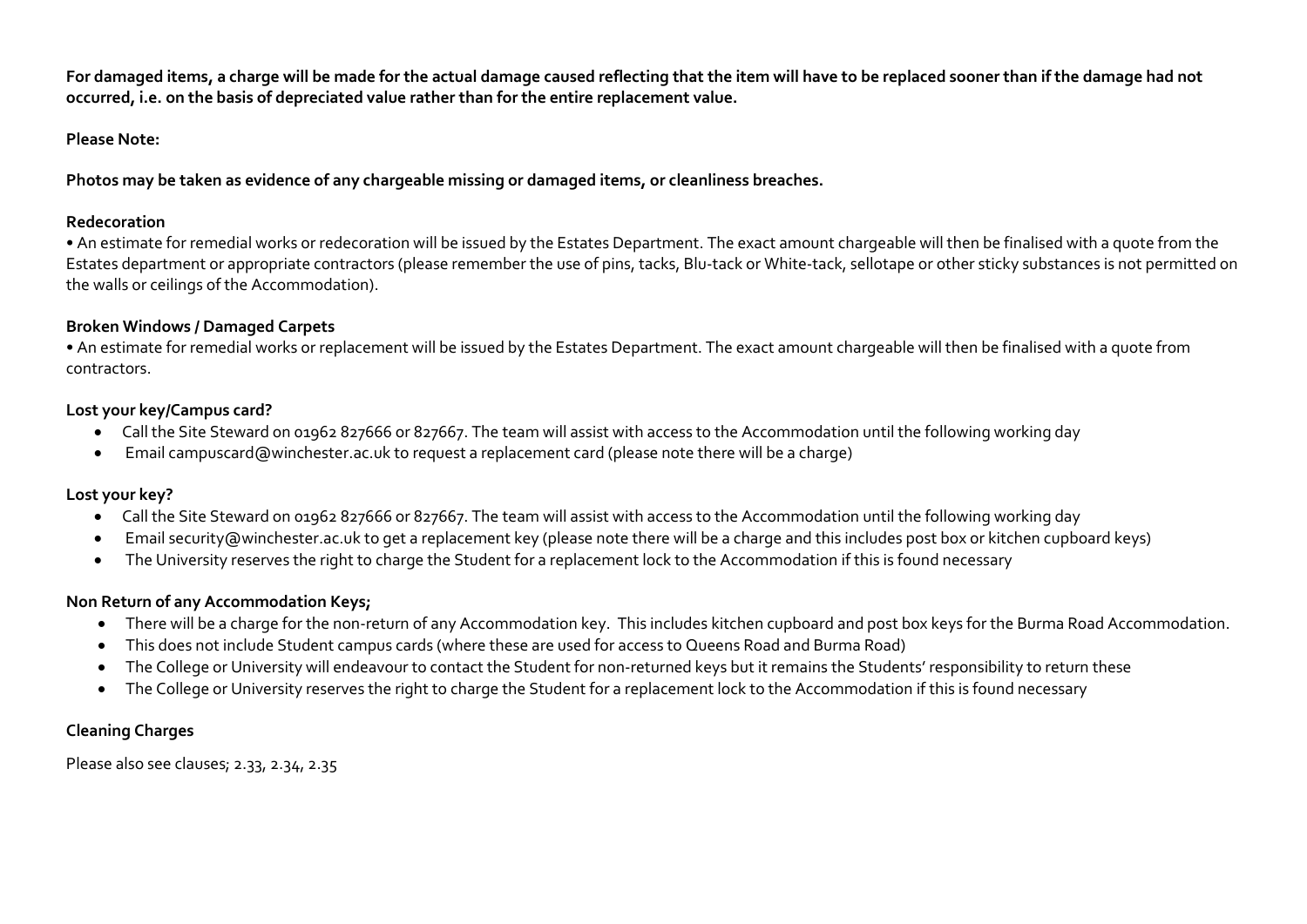**For damaged items, a charge will be made for the actual damage caused reflecting that the item will have to be replaced sooner than if the damage had not occurred, i.e. on the basis of depreciated value rather than for the entire replacement value.**

**Please Note:**

**Photos may be taken as evidence of any chargeable missing or damaged items, or cleanliness breaches.**

**Redecoration**

• An estimate for remedial works or redecoration will be issued by the Estates Department. The exact amount chargeable will then be finalised with a quote from the Estates department or appropriate contractors (please remember the use of pins, tacks, Blu-tack or White-tack, sellotape or other sticky substances is not permitted on the walls or ceilings of the Accommodation).

**Broken Windows / Damaged Carpets**

• An estimate for remedial works or replacement will be issued by the Estates Department. The exact amount chargeable will then be finalised with a quote from contractors.

**Lost your key/Campus card?**

- Call the Site Steward on 01962 827666 or 827667. The team will assist with access to the Accommodation until the following working day
- Email campuscard@winchester.ac.uk to request a replacement card (please note there will be a charge)

**Lost your key?**

- Call the Site Steward on 01962 827666 or 827667. The team will assist with access to the Accommodation until the following working day
- Email security@winchester.ac.uk to get a replacement key (please note there will be a charge and this includes post box or kitchen cupboard keys)
- The University reserves the right to charge the Student for a replacement lock to the Accommodation if this is found necessary

**Non Return of any Accommodation Keys;**

- There will be a charge for the non-return of any Accommodation key. This includes kitchen cupboard and post box keys for the Burma Road Accommodation.
- This does not include Student campus cards (where these are used for access to Queens Road and Burma Road)
- The College or University will endeavour to contact the Student for non-returned keys but it remains the Students' responsibility to return these
- The College or University reserves the right to charge the Student for a replacement lock to the Accommodation if this is found necessary

**Cleaning Charges**

Please also see clauses; 2.33, 2.34, 2.35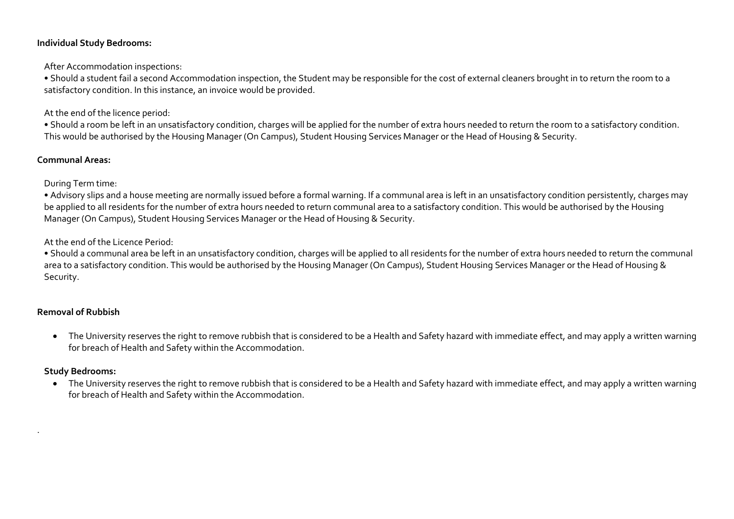**Individual Study Bedrooms:**

After Accommodation inspections:

• Should a student fail a second Accommodation inspection, the Student may be responsible for the cost of external cleaners brought in to return the room to a satisfactory condition. In this instance, an invoice would be provided.

At the end of the licence period:

• Should a room be left in an unsatisfactory condition, charges will be applied for the number of extra hours needed to return the room to a satisfactory condition. This would be authorised by the Housing Manager (On Campus), Student Housing Services Manager or the Head of Housing & Security.

**Communal Areas:**

During Term time:

• Advisory slips and a house meeting are normally issued before a formal warning. If a communal area is left in an unsatisfactory condition persistently, charges may be applied to all residents for the number of extra hours needed to return communal area to a satisfactory condition. This would be authorised by the Housing Manager (On Campus), Student Housing Services Manager or the Head of Housing & Security.

At the end of the Licence Period:

• Should a communal area be left in an unsatisfactory condition, charges will be applied to all residents for the number of extra hours needed to return the communal area to a satisfactory condition. This would be authorised by the Housing Manager (On Campus), Student Housing Services Manager or the Head of Housing & Security.

**Removal of Rubbish**

- The University reserves the right to remove rubbish that is considered to be a Health and Safety hazard with immediate effect, and may apply a written warning for breach of Health and Safety within the Accommodation.

**Study Bedrooms:**

- The University reserves the right to remove rubbish that is considered to be a Health and Safety hazard with immediate effect, and may apply a written warning for breach of Health and Safety within the Accommodation.

.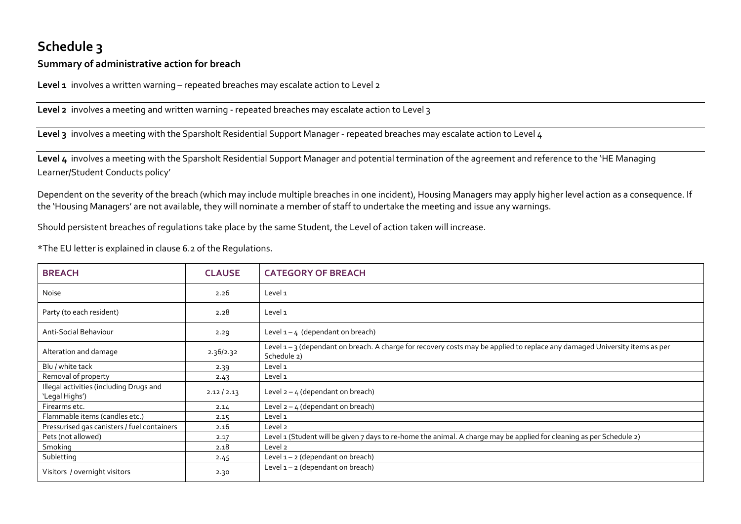# Schedule 3

## Summary of administrative action for breach

**Level 1** involves a written warning – repeated breaches may escalate action to Level 2

**Level 2** involves a meeting and written warning - repeated breaches may escalate action to Level 3

**Level 3** involves a meeting with the Sparsholt Residential Support Manager - repeated breaches may escalate action to Level 4

**Level 4** involves a meeting with the Sparsholt Residential Support Manager and potential termination of the agreement and reference to the 'HE Managing Learner/Student Conducts policy'

Dependent on the severity of the breach (which may include multiple breaches in one incident), Housing Managers may apply higher level action as a consequence. If the 'Housing Managers' are not available, they will nominate a member of staff to undertake the meeting and issue any warnings.

Should persistent breaches of regulations take place by the same Student, the Level of action taken will increase.

*The EU letter is explained in clause 6.2 of the Regulations.

| BREACH | CLAUSE | CATEGORY OF BREACH |
|---|---|---|
| Noise | 2.26 | Level 1 |
| Party (to each resident) | 2.28 | Level 1 |
| Anti-Social Behaviour | 2.29 | Level 1 – 4 (dependant on breach) |
| Alteration and damage | 2.36/2.32 | Level 1 – 3 (dependant on breach. A charge for recovery costs may be applied to replace any damaged University items as per Schedule 2) |
| Blu / white tack | 2.39 | Level 1 |
| Removal of property | 2.43 | Level 1 |
| Illegal activities (including Drugs and 'Legal Highs') | 2.12 / 2.13 | Level 2 – 4 (dependant on breach) |
| Firearms etc. | 2.14 | Level 2 – 4 (dependant on breach) |
| Flammable items (candles etc.) | 2.15 | Level 1 |
| Pressurised gas canisters / fuel containers | 2.16 | Level 2 |
| Pets (not allowed) | 2.17 | Level 1 (Student will be given 7 days to re-home the animal. A charge may be applied for cleaning as per Schedule 2) |
| Smoking | 2.18 | Level 2 |
| Subletting | 2.45 | Level 1 – 2 (dependant on breach) |
| Visitors / overnight visitors | 2.30 | Level 1 – 2 (dependant on breach) |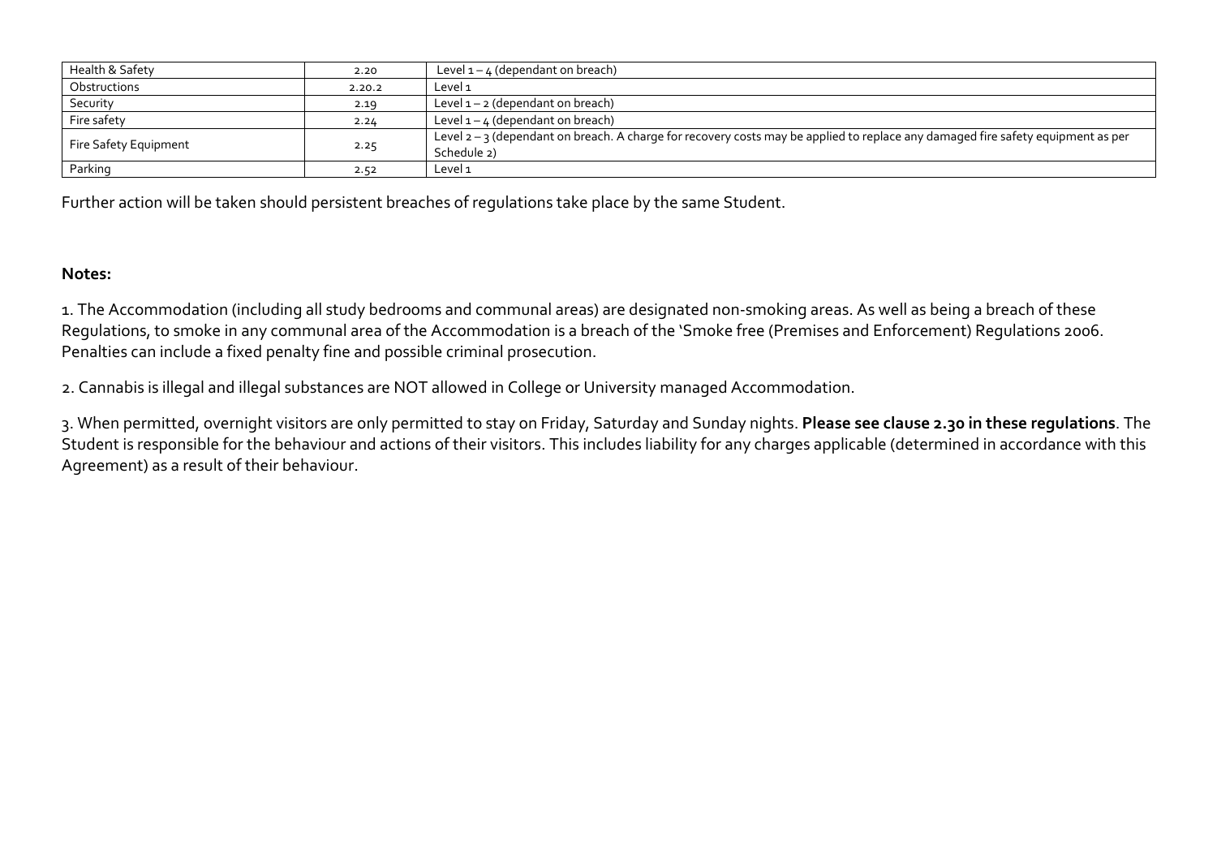| | | |
|---|---|---|
| Health & Safety | 2.20 | Level 1 – 4 (dependant on breach) |
| Obstructions | 2.20.2 | Level 1 |
| Security | 2.19 | Level 1 – 2 (dependant on breach) |
| Fire safety | 2.24 | Level 1 – 4 (dependant on breach) |
| Fire Safety Equipment | 2.25 | Level 2 – 3 (dependant on breach. A charge for recovery costs may be applied to replace any damaged fire safety equipment as per Schedule 2) |
| Parking | 2.52 | Level 1 |

Further action will be taken should persistent breaches of regulations take place by the same Student.

**Notes:**

1. The Accommodation (including all study bedrooms and communal areas) are designated non-smoking areas. As well as being a breach of these Regulations, to smoke in any communal area of the Accommodation is a breach of the 'Smoke free (Premises and Enforcement) Regulations 2006. Penalties can include a fixed penalty fine and possible criminal prosecution.

2. Cannabis is illegal and illegal substances are NOT allowed in College or University managed Accommodation.

3. When permitted, overnight visitors are only permitted to stay on Friday, Saturday and Sunday nights. **Please see clause 2.30 in these regulations**. The Student is responsible for the behaviour and actions of their visitors. This includes liability for any charges applicable (determined in accordance with this Agreement) as a result of their behaviour.